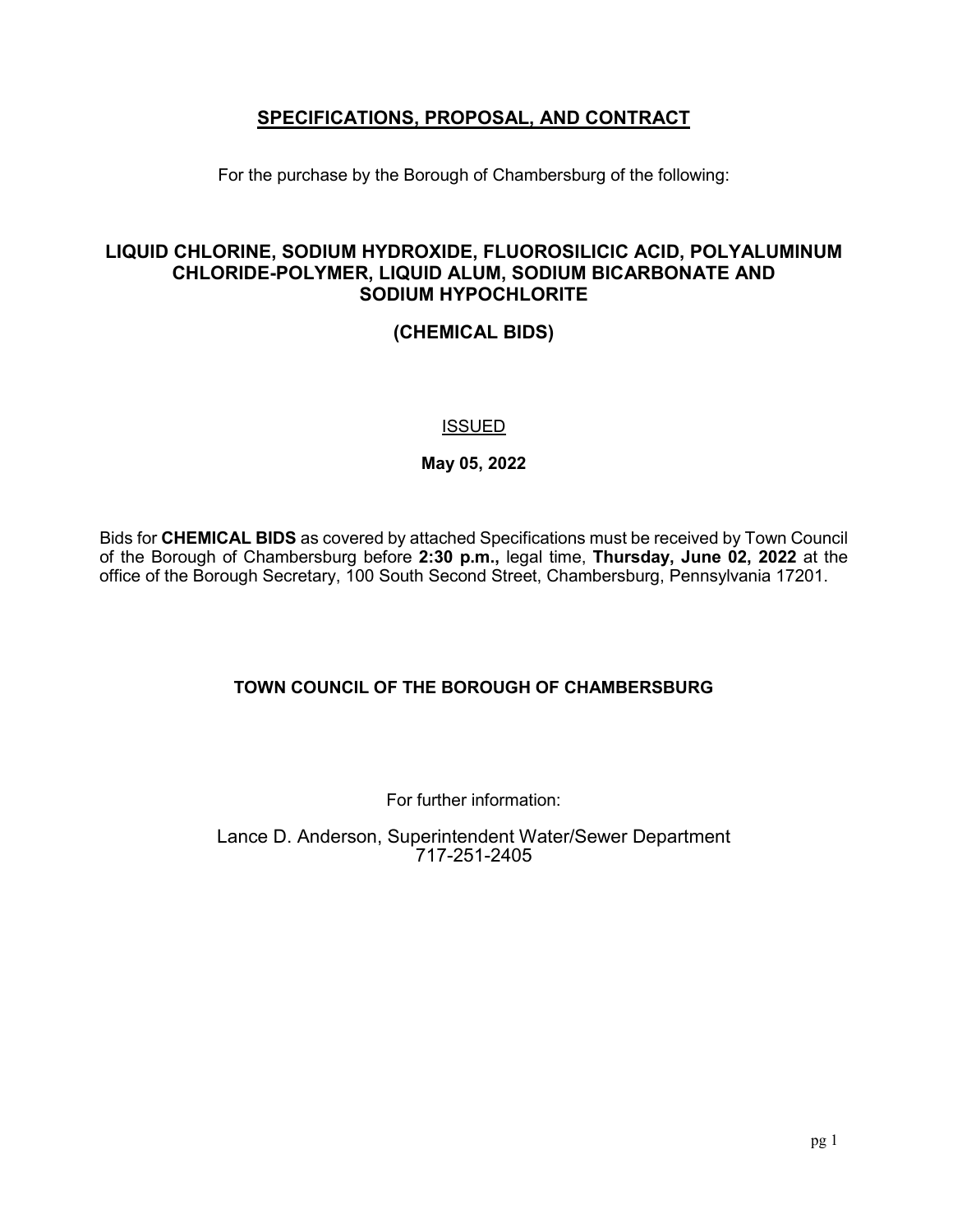# SPECIFICATIONS, PROPOSAL, AND CONTRACT

For the purchase by the Borough of Chambersburg of the following:

## LIQUID CHLORINE, SODIUM HYDROXIDE, FLUOROSILICIC ACID, POLYALUMINUM CHLORIDE-POLYMER, LIQUID ALUM, SODIUM BICARBONATE AND SODIUM HYPOCHLORITE

## (CHEMICAL BIDS)

ISSUED

**May 05, 2022**

Bids for **CHEMICAL BIDS** as covered by attached Specifications must be received by Town Council of the Borough of Chambersburg before **2:30 p.m.,** legal time, **Thursday, June 02, 2022** at the office of the Borough Secretary, 100 South Second Street, Chambersburg, Pennsylvania 17201.

**TOWN COUNCIL OF THE BOROUGH OF CHAMBERSBURG**

For further information:

Lance D. Anderson, Superintendent Water/Sewer Department
717-251-2405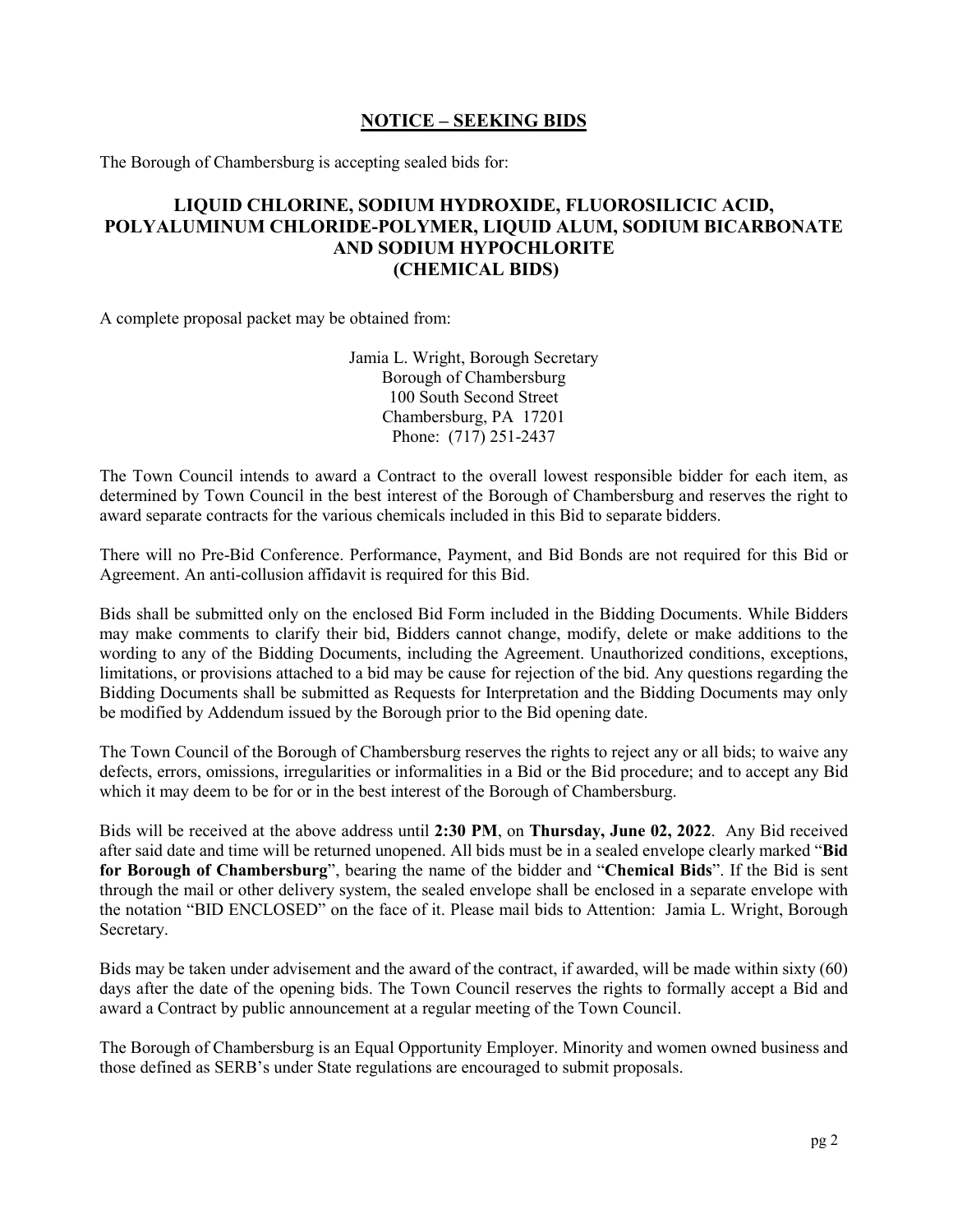## NOTICE – SEEKING BIDS

The Borough of Chambersburg is accepting sealed bids for:

### LIQUID CHLORINE, SODIUM HYDROXIDE, FLUOROSILICIC ACID, POLYALUMINUM CHLORIDE-POLYMER, LIQUID ALUM, SODIUM BICARBONATE AND SODIUM HYPOCHLORITE (CHEMICAL BIDS)

A complete proposal packet may be obtained from:

Jamia L. Wright, Borough Secretary
Borough of Chambersburg
100 South Second Street
Chambersburg, PA 17201
Phone: (717) 251-2437

The Town Council intends to award a Contract to the overall lowest responsible bidder for each item, as determined by Town Council in the best interest of the Borough of Chambersburg and reserves the right to award separate contracts for the various chemicals included in this Bid to separate bidders.

There will no Pre-Bid Conference. Performance, Payment, and Bid Bonds are not required for this Bid or Agreement. An anti-collusion affidavit is required for this Bid.

Bids shall be submitted only on the enclosed Bid Form included in the Bidding Documents. While Bidders may make comments to clarify their bid, Bidders cannot change, modify, delete or make additions to the wording to any of the Bidding Documents, including the Agreement. Unauthorized conditions, exceptions, limitations, or provisions attached to a bid may be cause for rejection of the bid. Any questions regarding the Bidding Documents shall be submitted as Requests for Interpretation and the Bidding Documents may only be modified by Addendum issued by the Borough prior to the Bid opening date.

The Town Council of the Borough of Chambersburg reserves the rights to reject any or all bids; to waive any defects, errors, omissions, irregularities or informalities in a Bid or the Bid procedure; and to accept any Bid which it may deem to be for or in the best interest of the Borough of Chambersburg.

Bids will be received at the above address until **2:30 PM**, on **Thursday, June 02, 2022**. Any Bid received after said date and time will be returned unopened. All bids must be in a sealed envelope clearly marked "**Bid for Borough of Chambersburg**", bearing the name of the bidder and "**Chemical Bids**". If the Bid is sent through the mail or other delivery system, the sealed envelope shall be enclosed in a separate envelope with the notation "BID ENCLOSED" on the face of it. Please mail bids to Attention: Jamia L. Wright, Borough Secretary.

Bids may be taken under advisement and the award of the contract, if awarded, will be made within sixty (60) days after the date of the opening bids. The Town Council reserves the rights to formally accept a Bid and award a Contract by public announcement at a regular meeting of the Town Council.

The Borough of Chambersburg is an Equal Opportunity Employer. Minority and women owned business and those defined as SERB's under State regulations are encouraged to submit proposals.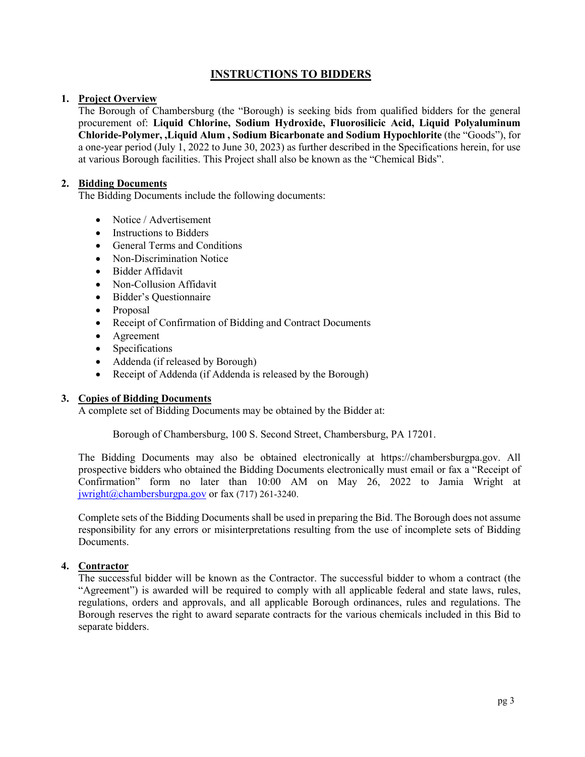# INSTRUCTIONS TO BIDDERS

1. **Project Overview**

   The Borough of Chambersburg (the "Borough) is seeking bids from qualified bidders for the general procurement of: **Liquid Chlorine, Sodium Hydroxide, Fluorosilicic Acid, Liquid Polyaluminum Chloride-Polymer, ,Liquid Alum , Sodium Bicarbonate and Sodium Hypochlorite** (the "Goods"), for a one-year period (July 1, 2022 to June 30, 2023) as further described in the Specifications herein, for use at various Borough facilities. This Project shall also be known as the "Chemical Bids".

2. **Bidding Documents**

   The Bidding Documents include the following documents:

   - Notice / Advertisement
   - Instructions to Bidders
   - General Terms and Conditions
   - Non-Discrimination Notice
   - Bidder Affidavit
   - Non-Collusion Affidavit
   - Bidder's Questionnaire
   - Proposal
   - Receipt of Confirmation of Bidding and Contract Documents
   - Agreement
   - Specifications
   - Addenda (if released by Borough)
   - Receipt of Addenda (if Addenda is released by the Borough)

3. **Copies of Bidding Documents**

   A complete set of Bidding Documents may be obtained by the Bidder at:

   Borough of Chambersburg, 100 S. Second Street, Chambersburg, PA 17201.

   The Bidding Documents may also be obtained electronically at https://chambersburgpa.gov. All prospective bidders who obtained the Bidding Documents electronically must email or fax a "Receipt of Confirmation" form no later than 10:00 AM on May 26, 2022 to Jamia Wright at jwright@chambersburgpa.gov or fax (717) 261-3240.

   Complete sets of the Bidding Documents shall be used in preparing the Bid. The Borough does not assume responsibility for any errors or misinterpretations resulting from the use of incomplete sets of Bidding Documents.

4. **Contractor**

   The successful bidder will be known as the Contractor. The successful bidder to whom a contract (the "Agreement") is awarded will be required to comply with all applicable federal and state laws, rules, regulations, orders and approvals, and all applicable Borough ordinances, rules and regulations. The Borough reserves the right to award separate contracts for the various chemicals included in this Bid to separate bidders.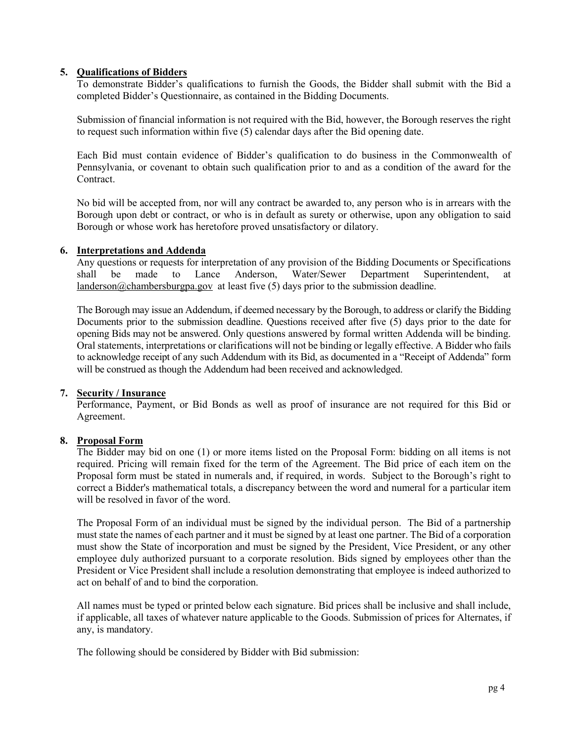**5. Qualifications of Bidders**

To demonstrate Bidder's qualifications to furnish the Goods, the Bidder shall submit with the Bid a completed Bidder's Questionnaire, as contained in the Bidding Documents.

Submission of financial information is not required with the Bid, however, the Borough reserves the right to request such information within five (5) calendar days after the Bid opening date.

Each Bid must contain evidence of Bidder's qualification to do business in the Commonwealth of Pennsylvania, or covenant to obtain such qualification prior to and as a condition of the award for the Contract.

No bid will be accepted from, nor will any contract be awarded to, any person who is in arrears with the Borough upon debt or contract, or who is in default as surety or otherwise, upon any obligation to said Borough or whose work has heretofore proved unsatisfactory or dilatory.

**6. Interpretations and Addenda**

Any questions or requests for interpretation of any provision of the Bidding Documents or Specifications shall be made to Lance Anderson, Water/Sewer Department Superintendent, at landerson@chambersburgpa.gov at least five (5) days prior to the submission deadline.

The Borough may issue an Addendum, if deemed necessary by the Borough, to address or clarify the Bidding Documents prior to the submission deadline. Questions received after five (5) days prior to the date for opening Bids may not be answered. Only questions answered by formal written Addenda will be binding. Oral statements, interpretations or clarifications will not be binding or legally effective. A Bidder who fails to acknowledge receipt of any such Addendum with its Bid, as documented in a "Receipt of Addenda" form will be construed as though the Addendum had been received and acknowledged.

**7. Security / Insurance**

Performance, Payment, or Bid Bonds as well as proof of insurance are not required for this Bid or Agreement.

**8. Proposal Form**

The Bidder may bid on one (1) or more items listed on the Proposal Form: bidding on all items is not required. Pricing will remain fixed for the term of the Agreement. The Bid price of each item on the Proposal form must be stated in numerals and, if required, in words. Subject to the Borough's right to correct a Bidder's mathematical totals, a discrepancy between the word and numeral for a particular item will be resolved in favor of the word.

The Proposal Form of an individual must be signed by the individual person. The Bid of a partnership must state the names of each partner and it must be signed by at least one partner. The Bid of a corporation must show the State of incorporation and must be signed by the President, Vice President, or any other employee duly authorized pursuant to a corporate resolution. Bids signed by employees other than the President or Vice President shall include a resolution demonstrating that employee is indeed authorized to act on behalf of and to bind the corporation.

All names must be typed or printed below each signature. Bid prices shall be inclusive and shall include, if applicable, all taxes of whatever nature applicable to the Goods. Submission of prices for Alternates, if any, is mandatory.

The following should be considered by Bidder with Bid submission: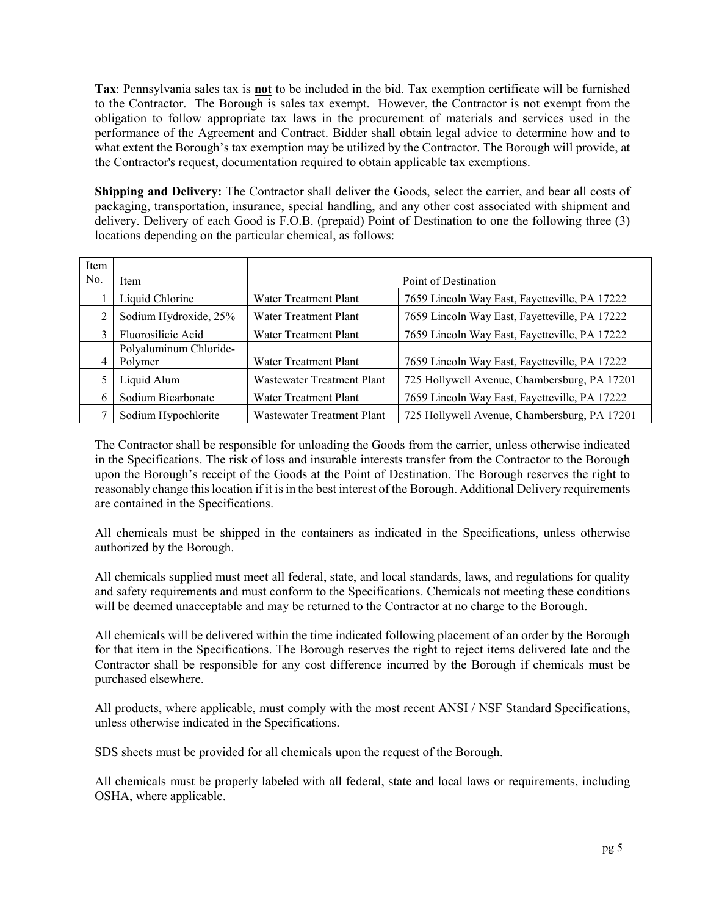**Tax**: Pennsylvania sales tax is **not** to be included in the bid. Tax exemption certificate will be furnished to the Contractor. The Borough is sales tax exempt. However, the Contractor is not exempt from the obligation to follow appropriate tax laws in the procurement of materials and services used in the performance of the Agreement and Contract. Bidder shall obtain legal advice to determine how and to what extent the Borough's tax exemption may be utilized by the Contractor. The Borough will provide, at the Contractor's request, documentation required to obtain applicable tax exemptions.

**Shipping and Delivery:** The Contractor shall deliver the Goods, select the carrier, and bear all costs of packaging, transportation, insurance, special handling, and any other cost associated with shipment and delivery. Delivery of each Good is F.O.B. (prepaid) Point of Destination to one the following three (3) locations depending on the particular chemical, as follows:

| Item No. | Item | Point of Destination | |
|---|---|---|---|
| 1 | Liquid Chlorine | Water Treatment Plant | 7659 Lincoln Way East, Fayetteville, PA 17222 |
| 2 | Sodium Hydroxide, 25% | Water Treatment Plant | 7659 Lincoln Way East, Fayetteville, PA 17222 |
| 3 | Fluorosilicic Acid | Water Treatment Plant | 7659 Lincoln Way East, Fayetteville, PA 17222 |
| 4 | Polyaluminum Chloride-Polymer | Water Treatment Plant | 7659 Lincoln Way East, Fayetteville, PA 17222 |
| 5 | Liquid Alum | Wastewater Treatment Plant | 725 Hollywell Avenue, Chambersburg, PA 17201 |
| 6 | Sodium Bicarbonate | Water Treatment Plant | 7659 Lincoln Way East, Fayetteville, PA 17222 |
| 7 | Sodium Hypochlorite | Wastewater Treatment Plant | 725 Hollywell Avenue, Chambersburg, PA 17201 |

The Contractor shall be responsible for unloading the Goods from the carrier, unless otherwise indicated in the Specifications. The risk of loss and insurable interests transfer from the Contractor to the Borough upon the Borough's receipt of the Goods at the Point of Destination. The Borough reserves the right to reasonably change this location if it is in the best interest of the Borough. Additional Delivery requirements are contained in the Specifications.

All chemicals must be shipped in the containers as indicated in the Specifications, unless otherwise authorized by the Borough.

All chemicals supplied must meet all federal, state, and local standards, laws, and regulations for quality and safety requirements and must conform to the Specifications. Chemicals not meeting these conditions will be deemed unacceptable and may be returned to the Contractor at no charge to the Borough.

All chemicals will be delivered within the time indicated following placement of an order by the Borough for that item in the Specifications. The Borough reserves the right to reject items delivered late and the Contractor shall be responsible for any cost difference incurred by the Borough if chemicals must be purchased elsewhere.

All products, where applicable, must comply with the most recent ANSI / NSF Standard Specifications, unless otherwise indicated in the Specifications.

SDS sheets must be provided for all chemicals upon the request of the Borough.

All chemicals must be properly labeled with all federal, state and local laws or requirements, including OSHA, where applicable.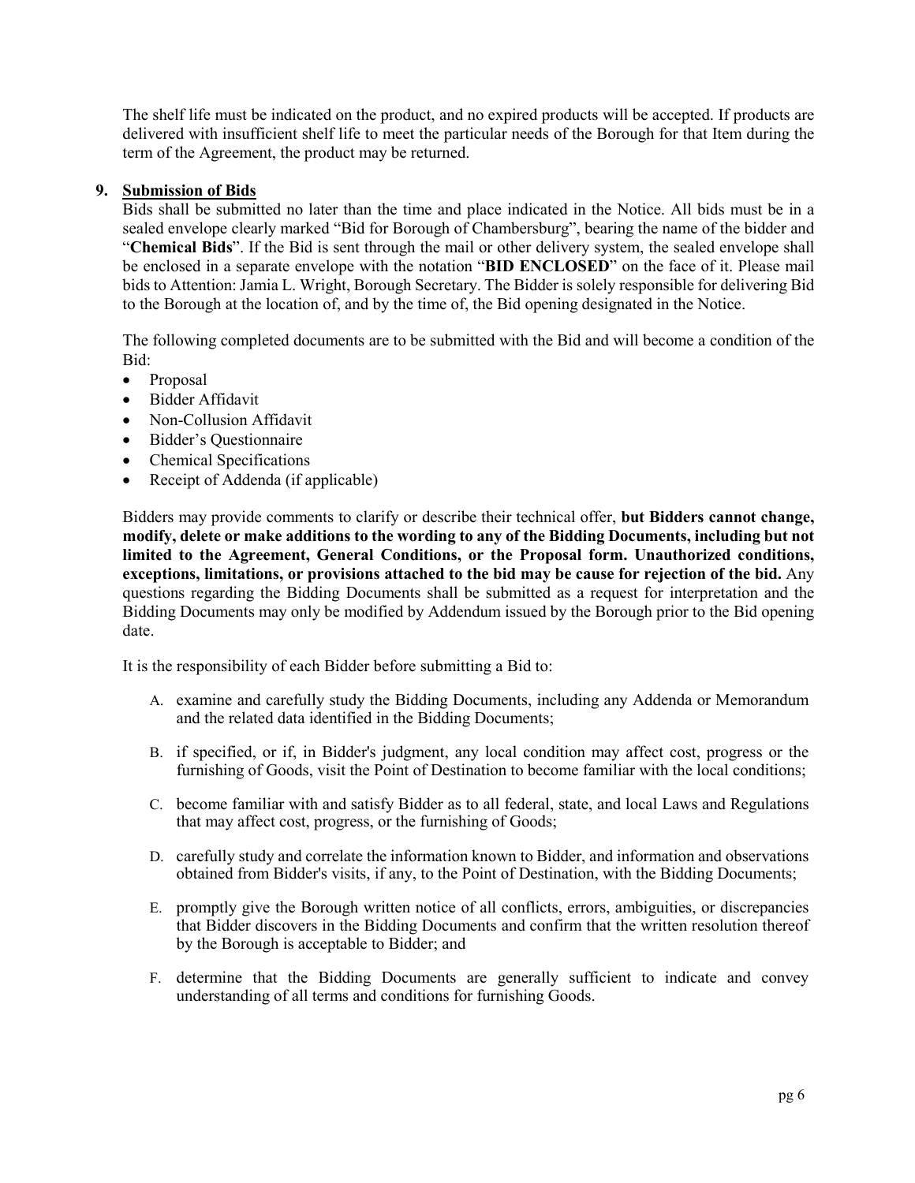The shelf life must be indicated on the product, and no expired products will be accepted. If products are delivered with insufficient shelf life to meet the particular needs of the Borough for that Item during the term of the Agreement, the product may be returned.

## 9. Submission of Bids

Bids shall be submitted no later than the time and place indicated in the Notice. All bids must be in a sealed envelope clearly marked "Bid for Borough of Chambersburg", bearing the name of the bidder and "**Chemical Bids**". If the Bid is sent through the mail or other delivery system, the sealed envelope shall be enclosed in a separate envelope with the notation "**BID ENCLOSED**" on the face of it. Please mail bids to Attention: Jamia L. Wright, Borough Secretary. The Bidder is solely responsible for delivering Bid to the Borough at the location of, and by the time of, the Bid opening designated in the Notice.

The following completed documents are to be submitted with the Bid and will become a condition of the Bid:

- Proposal
- Bidder Affidavit
- Non-Collusion Affidavit
- Bidder's Questionnaire
- Chemical Specifications
- Receipt of Addenda (if applicable)

Bidders may provide comments to clarify or describe their technical offer, **but Bidders cannot change, modify, delete or make additions to the wording to any of the Bidding Documents, including but not limited to the Agreement, General Conditions, or the Proposal form. Unauthorized conditions, exceptions, limitations, or provisions attached to the bid may be cause for rejection of the bid.** Any questions regarding the Bidding Documents shall be submitted as a request for interpretation and the Bidding Documents may only be modified by Addendum issued by the Borough prior to the Bid opening date.

It is the responsibility of each Bidder before submitting a Bid to:

A. examine and carefully study the Bidding Documents, including any Addenda or Memorandum and the related data identified in the Bidding Documents;

B. if specified, or if, in Bidder's judgment, any local condition may affect cost, progress or the furnishing of Goods, visit the Point of Destination to become familiar with the local conditions;

C. become familiar with and satisfy Bidder as to all federal, state, and local Laws and Regulations that may affect cost, progress, or the furnishing of Goods;

D. carefully study and correlate the information known to Bidder, and information and observations obtained from Bidder's visits, if any, to the Point of Destination, with the Bidding Documents;

E. promptly give the Borough written notice of all conflicts, errors, ambiguities, or discrepancies that Bidder discovers in the Bidding Documents and confirm that the written resolution thereof by the Borough is acceptable to Bidder; and

F. determine that the Bidding Documents are generally sufficient to indicate and convey understanding of all terms and conditions for furnishing Goods.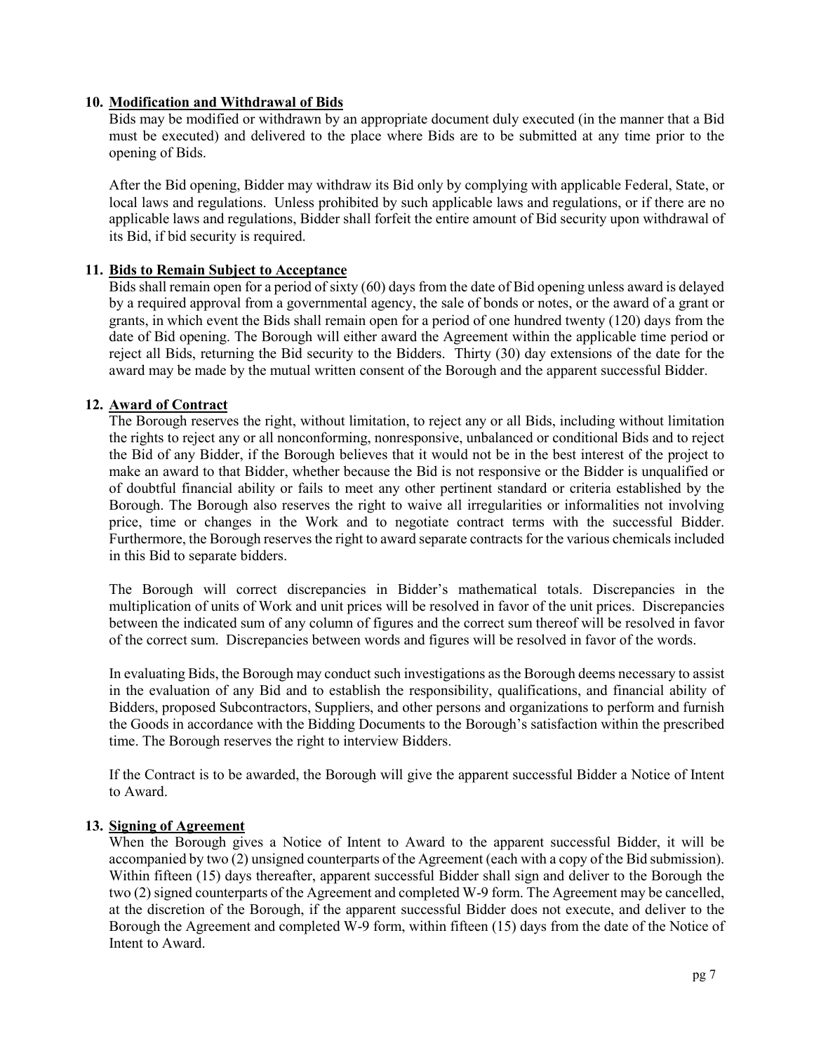## 10. Modification and Withdrawal of Bids

Bids may be modified or withdrawn by an appropriate document duly executed (in the manner that a Bid must be executed) and delivered to the place where Bids are to be submitted at any time prior to the opening of Bids.

After the Bid opening, Bidder may withdraw its Bid only by complying with applicable Federal, State, or local laws and regulations. Unless prohibited by such applicable laws and regulations, or if there are no applicable laws and regulations, Bidder shall forfeit the entire amount of Bid security upon withdrawal of its Bid, if bid security is required.

## 11. Bids to Remain Subject to Acceptance

Bids shall remain open for a period of sixty (60) days from the date of Bid opening unless award is delayed by a required approval from a governmental agency, the sale of bonds or notes, or the award of a grant or grants, in which event the Bids shall remain open for a period of one hundred twenty (120) days from the date of Bid opening. The Borough will either award the Agreement within the applicable time period or reject all Bids, returning the Bid security to the Bidders. Thirty (30) day extensions of the date for the award may be made by the mutual written consent of the Borough and the apparent successful Bidder.

## 12. Award of Contract

The Borough reserves the right, without limitation, to reject any or all Bids, including without limitation the rights to reject any or all nonconforming, nonresponsive, unbalanced or conditional Bids and to reject the Bid of any Bidder, if the Borough believes that it would not be in the best interest of the project to make an award to that Bidder, whether because the Bid is not responsive or the Bidder is unqualified or of doubtful financial ability or fails to meet any other pertinent standard or criteria established by the Borough. The Borough also reserves the right to waive all irregularities or informalities not involving price, time or changes in the Work and to negotiate contract terms with the successful Bidder. Furthermore, the Borough reserves the right to award separate contracts for the various chemicals included in this Bid to separate bidders.

The Borough will correct discrepancies in Bidder's mathematical totals. Discrepancies in the multiplication of units of Work and unit prices will be resolved in favor of the unit prices. Discrepancies between the indicated sum of any column of figures and the correct sum thereof will be resolved in favor of the correct sum. Discrepancies between words and figures will be resolved in favor of the words.

In evaluating Bids, the Borough may conduct such investigations as the Borough deems necessary to assist in the evaluation of any Bid and to establish the responsibility, qualifications, and financial ability of Bidders, proposed Subcontractors, Suppliers, and other persons and organizations to perform and furnish the Goods in accordance with the Bidding Documents to the Borough's satisfaction within the prescribed time. The Borough reserves the right to interview Bidders.

If the Contract is to be awarded, the Borough will give the apparent successful Bidder a Notice of Intent to Award.

## 13. Signing of Agreement

When the Borough gives a Notice of Intent to Award to the apparent successful Bidder, it will be accompanied by two (2) unsigned counterparts of the Agreement (each with a copy of the Bid submission). Within fifteen (15) days thereafter, apparent successful Bidder shall sign and deliver to the Borough the two (2) signed counterparts of the Agreement and completed W-9 form. The Agreement may be cancelled, at the discretion of the Borough, if the apparent successful Bidder does not execute, and deliver to the Borough the Agreement and completed W-9 form, within fifteen (15) days from the date of the Notice of Intent to Award.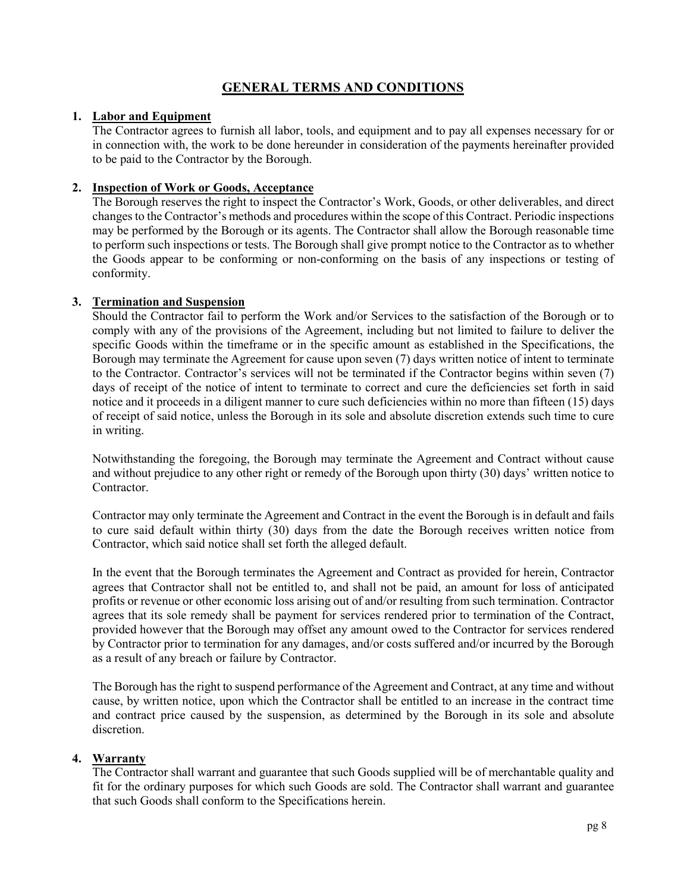# GENERAL TERMS AND CONDITIONS

1. **Labor and Equipment**

   The Contractor agrees to furnish all labor, tools, and equipment and to pay all expenses necessary for or in connection with, the work to be done hereunder in consideration of the payments hereinafter provided to be paid to the Contractor by the Borough.

2. **Inspection of Work or Goods, Acceptance**

   The Borough reserves the right to inspect the Contractor's Work, Goods, or other deliverables, and direct changes to the Contractor's methods and procedures within the scope of this Contract. Periodic inspections may be performed by the Borough or its agents. The Contractor shall allow the Borough reasonable time to perform such inspections or tests. The Borough shall give prompt notice to the Contractor as to whether the Goods appear to be conforming or non-conforming on the basis of any inspections or testing of conformity.

3. **Termination and Suspension**

   Should the Contractor fail to perform the Work and/or Services to the satisfaction of the Borough or to comply with any of the provisions of the Agreement, including but not limited to failure to deliver the specific Goods within the timeframe or in the specific amount as established in the Specifications, the Borough may terminate the Agreement for cause upon seven (7) days written notice of intent to terminate to the Contractor. Contractor's services will not be terminated if the Contractor begins within seven (7) days of receipt of the notice of intent to terminate to correct and cure the deficiencies set forth in said notice and it proceeds in a diligent manner to cure such deficiencies within no more than fifteen (15) days of receipt of said notice, unless the Borough in its sole and absolute discretion extends such time to cure in writing.

   Notwithstanding the foregoing, the Borough may terminate the Agreement and Contract without cause and without prejudice to any other right or remedy of the Borough upon thirty (30) days' written notice to Contractor.

   Contractor may only terminate the Agreement and Contract in the event the Borough is in default and fails to cure said default within thirty (30) days from the date the Borough receives written notice from Contractor, which said notice shall set forth the alleged default.

   In the event that the Borough terminates the Agreement and Contract as provided for herein, Contractor agrees that Contractor shall not be entitled to, and shall not be paid, an amount for loss of anticipated profits or revenue or other economic loss arising out of and/or resulting from such termination. Contractor agrees that its sole remedy shall be payment for services rendered prior to termination of the Contract, provided however that the Borough may offset any amount owed to the Contractor for services rendered by Contractor prior to termination for any damages, and/or costs suffered and/or incurred by the Borough as a result of any breach or failure by Contractor.

   The Borough has the right to suspend performance of the Agreement and Contract, at any time and without cause, by written notice, upon which the Contractor shall be entitled to an increase in the contract time and contract price caused by the suspension, as determined by the Borough in its sole and absolute discretion.

4. **Warranty**

   The Contractor shall warrant and guarantee that such Goods supplied will be of merchantable quality and fit for the ordinary purposes for which such Goods are sold. The Contractor shall warrant and guarantee that such Goods shall conform to the Specifications herein.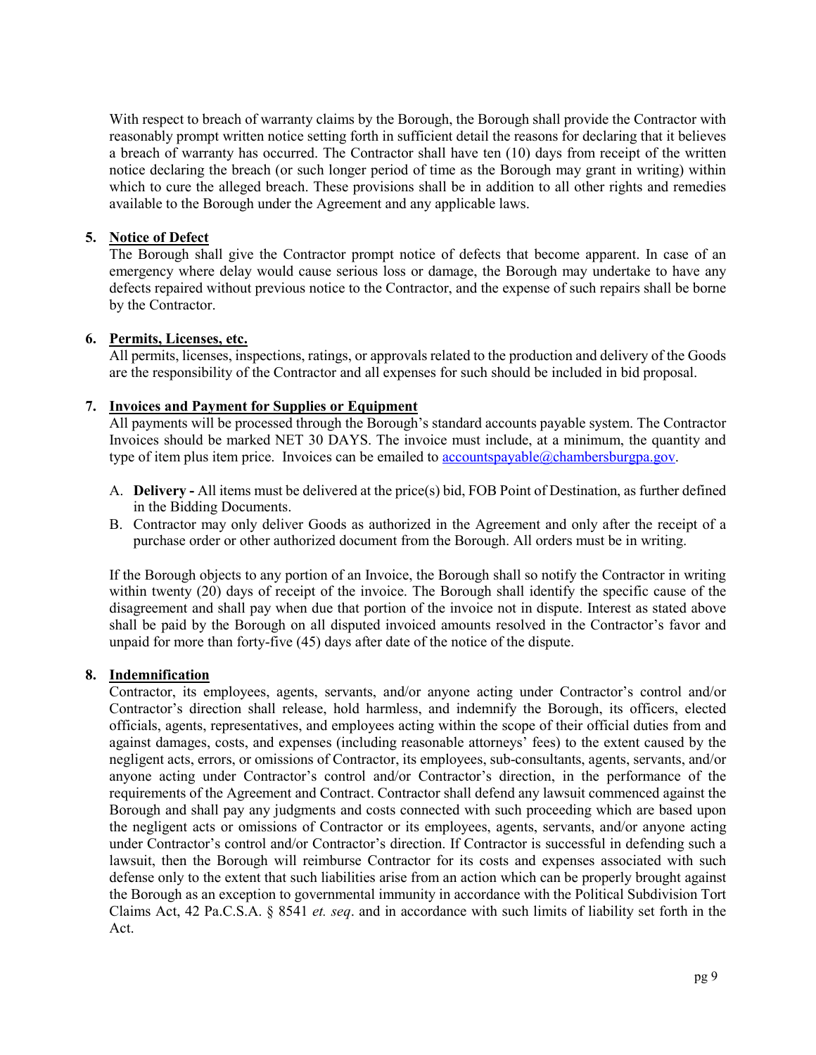With respect to breach of warranty claims by the Borough, the Borough shall provide the Contractor with reasonably prompt written notice setting forth in sufficient detail the reasons for declaring that it believes a breach of warranty has occurred. The Contractor shall have ten (10) days from receipt of the written notice declaring the breach (or such longer period of time as the Borough may grant in writing) within which to cure the alleged breach. These provisions shall be in addition to all other rights and remedies available to the Borough under the Agreement and any applicable laws.

**5. <u>Notice of Defect</u>**

The Borough shall give the Contractor prompt notice of defects that become apparent. In case of an emergency where delay would cause serious loss or damage, the Borough may undertake to have any defects repaired without previous notice to the Contractor, and the expense of such repairs shall be borne by the Contractor.

**6. <u>Permits, Licenses, etc.</u>**

All permits, licenses, inspections, ratings, or approvals related to the production and delivery of the Goods are the responsibility of the Contractor and all expenses for such should be included in bid proposal.

**7. <u>Invoices and Payment for Supplies or Equipment</u>**

All payments will be processed through the Borough's standard accounts payable system. The Contractor Invoices should be marked NET 30 DAYS. The invoice must include, at a minimum, the quantity and type of item plus item price. Invoices can be emailed to accountspayable@chambersburgpa.gov.

A. **Delivery -** All items must be delivered at the price(s) bid, FOB Point of Destination, as further defined in the Bidding Documents.
B. Contractor may only deliver Goods as authorized in the Agreement and only after the receipt of a purchase order or other authorized document from the Borough. All orders must be in writing.

If the Borough objects to any portion of an Invoice, the Borough shall so notify the Contractor in writing within twenty (20) days of receipt of the invoice. The Borough shall identify the specific cause of the disagreement and shall pay when due that portion of the invoice not in dispute. Interest as stated above shall be paid by the Borough on all disputed invoiced amounts resolved in the Contractor's favor and unpaid for more than forty-five (45) days after date of the notice of the dispute.

**8. <u>Indemnification</u>**

Contractor, its employees, agents, servants, and/or anyone acting under Contractor's control and/or Contractor's direction shall release, hold harmless, and indemnify the Borough, its officers, elected officials, agents, representatives, and employees acting within the scope of their official duties from and against damages, costs, and expenses (including reasonable attorneys' fees) to the extent caused by the negligent acts, errors, or omissions of Contractor, its employees, sub-consultants, agents, servants, and/or anyone acting under Contractor's control and/or Contractor's direction, in the performance of the requirements of the Agreement and Contract. Contractor shall defend any lawsuit commenced against the Borough and shall pay any judgments and costs connected with such proceeding which are based upon the negligent acts or omissions of Contractor or its employees, agents, servants, and/or anyone acting under Contractor's control and/or Contractor's direction. If Contractor is successful in defending such a lawsuit, then the Borough will reimburse Contractor for its costs and expenses associated with such defense only to the extent that such liabilities arise from an action which can be properly brought against the Borough as an exception to governmental immunity in accordance with the Political Subdivision Tort Claims Act, 42 Pa.C.S.A. § 8541 *et. seq*. and in accordance with such limits of liability set forth in the Act.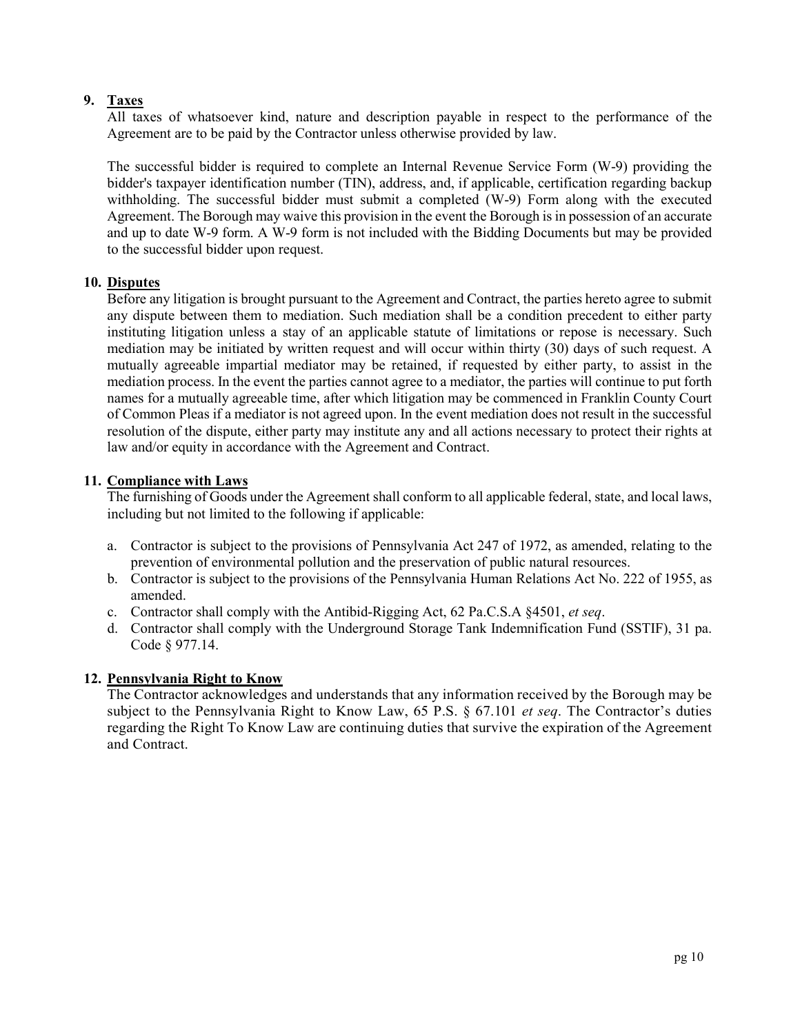**9. Taxes**

All taxes of whatsoever kind, nature and description payable in respect to the performance of the Agreement are to be paid by the Contractor unless otherwise provided by law.

The successful bidder is required to complete an Internal Revenue Service Form (W-9) providing the bidder's taxpayer identification number (TIN), address, and, if applicable, certification regarding backup withholding. The successful bidder must submit a completed (W-9) Form along with the executed Agreement. The Borough may waive this provision in the event the Borough is in possession of an accurate and up to date W-9 form. A W-9 form is not included with the Bidding Documents but may be provided to the successful bidder upon request.

**10. Disputes**

Before any litigation is brought pursuant to the Agreement and Contract, the parties hereto agree to submit any dispute between them to mediation. Such mediation shall be a condition precedent to either party instituting litigation unless a stay of an applicable statute of limitations or repose is necessary. Such mediation may be initiated by written request and will occur within thirty (30) days of such request. A mutually agreeable impartial mediator may be retained, if requested by either party, to assist in the mediation process. In the event the parties cannot agree to a mediator, the parties will continue to put forth names for a mutually agreeable time, after which litigation may be commenced in Franklin County Court of Common Pleas if a mediator is not agreed upon. In the event mediation does not result in the successful resolution of the dispute, either party may institute any and all actions necessary to protect their rights at law and/or equity in accordance with the Agreement and Contract.

**11. Compliance with Laws**

The furnishing of Goods under the Agreement shall conform to all applicable federal, state, and local laws, including but not limited to the following if applicable:

a. Contractor is subject to the provisions of Pennsylvania Act 247 of 1972, as amended, relating to the prevention of environmental pollution and the preservation of public natural resources.
b. Contractor is subject to the provisions of the Pennsylvania Human Relations Act No. 222 of 1955, as amended.
c. Contractor shall comply with the Antibid-Rigging Act, 62 Pa.C.S.A §4501, *et seq*.
d. Contractor shall comply with the Underground Storage Tank Indemnification Fund (SSTIF), 31 pa. Code § 977.14.

**12. Pennsylvania Right to Know**

The Contractor acknowledges and understands that any information received by the Borough may be subject to the Pennsylvania Right to Know Law, 65 P.S. § 67.101 *et seq*. The Contractor's duties regarding the Right To Know Law are continuing duties that survive the expiration of the Agreement and Contract.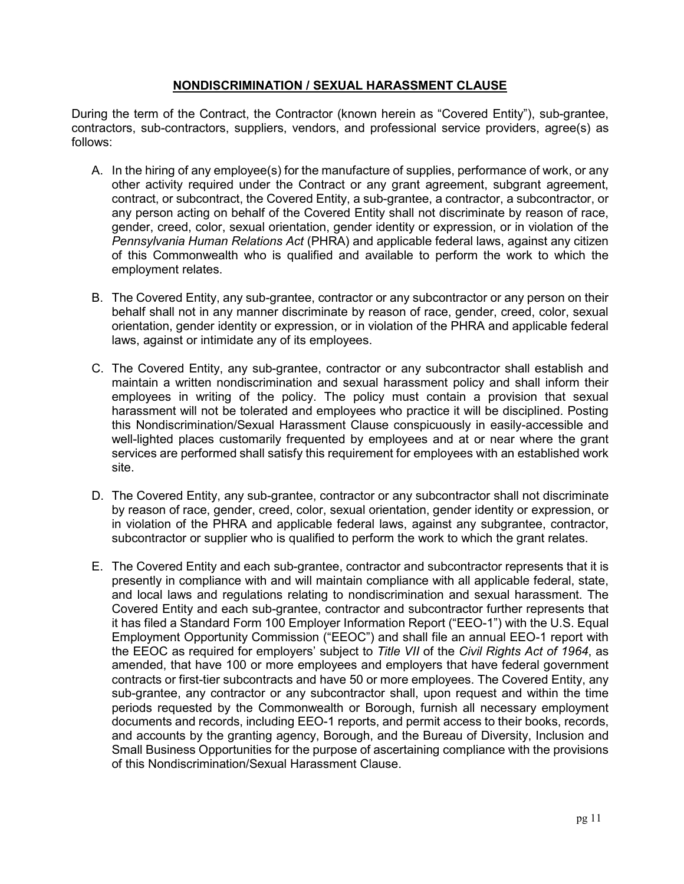## **NONDISCRIMINATION / SEXUAL HARASSMENT CLAUSE**

During the term of the Contract, the Contractor (known herein as "Covered Entity"), sub-grantee, contractors, sub-contractors, suppliers, vendors, and professional service providers, agree(s) as follows:

A. In the hiring of any employee(s) for the manufacture of supplies, performance of work, or any other activity required under the Contract or any grant agreement, subgrant agreement, contract, or subcontract, the Covered Entity, a sub-grantee, a contractor, a subcontractor, or any person acting on behalf of the Covered Entity shall not discriminate by reason of race, gender, creed, color, sexual orientation, gender identity or expression, or in violation of the *Pennsylvania Human Relations Act* (PHRA) and applicable federal laws, against any citizen of this Commonwealth who is qualified and available to perform the work to which the employment relates.

B. The Covered Entity, any sub-grantee, contractor or any subcontractor or any person on their behalf shall not in any manner discriminate by reason of race, gender, creed, color, sexual orientation, gender identity or expression, or in violation of the PHRA and applicable federal laws, against or intimidate any of its employees.

C. The Covered Entity, any sub-grantee, contractor or any subcontractor shall establish and maintain a written nondiscrimination and sexual harassment policy and shall inform their employees in writing of the policy. The policy must contain a provision that sexual harassment will not be tolerated and employees who practice it will be disciplined. Posting this Nondiscrimination/Sexual Harassment Clause conspicuously in easily-accessible and well-lighted places customarily frequented by employees and at or near where the grant services are performed shall satisfy this requirement for employees with an established work site.

D. The Covered Entity, any sub-grantee, contractor or any subcontractor shall not discriminate by reason of race, gender, creed, color, sexual orientation, gender identity or expression, or in violation of the PHRA and applicable federal laws, against any subgrantee, contractor, subcontractor or supplier who is qualified to perform the work to which the grant relates.

E. The Covered Entity and each sub-grantee, contractor and subcontractor represents that it is presently in compliance with and will maintain compliance with all applicable federal, state, and local laws and regulations relating to nondiscrimination and sexual harassment. The Covered Entity and each sub-grantee, contractor and subcontractor further represents that it has filed a Standard Form 100 Employer Information Report ("EEO-1") with the U.S. Equal Employment Opportunity Commission ("EEOC") and shall file an annual EEO-1 report with the EEOC as required for employers' subject to *Title VII* of the *Civil Rights Act of 1964*, as amended, that have 100 or more employees and employers that have federal government contracts or first-tier subcontracts and have 50 or more employees. The Covered Entity, any sub-grantee, any contractor or any subcontractor shall, upon request and within the time periods requested by the Commonwealth or Borough, furnish all necessary employment documents and records, including EEO-1 reports, and permit access to their books, records, and accounts by the granting agency, Borough, and the Bureau of Diversity, Inclusion and Small Business Opportunities for the purpose of ascertaining compliance with the provisions of this Nondiscrimination/Sexual Harassment Clause.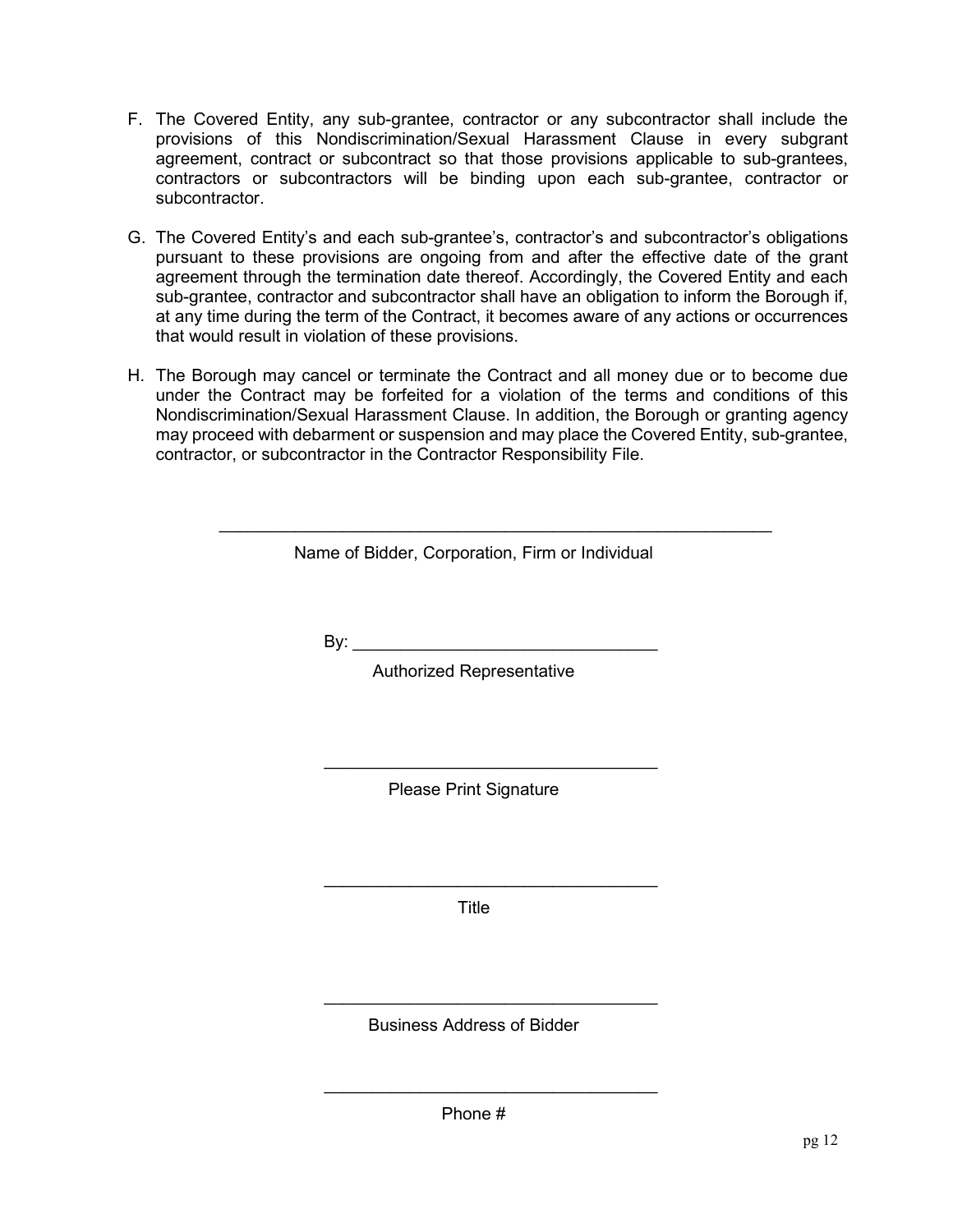F. The Covered Entity, any sub-grantee, contractor or any subcontractor shall include the provisions of this Nondiscrimination/Sexual Harassment Clause in every subgrant agreement, contract or subcontract so that those provisions applicable to sub-grantees, contractors or subcontractors will be binding upon each sub-grantee, contractor or subcontractor.

G. The Covered Entity's and each sub-grantee's, contractor's and subcontractor's obligations pursuant to these provisions are ongoing from and after the effective date of the grant agreement through the termination date thereof. Accordingly, the Covered Entity and each sub-grantee, contractor and subcontractor shall have an obligation to inform the Borough if, at any time during the term of the Contract, it becomes aware of any actions or occurrences that would result in violation of these provisions.

H. The Borough may cancel or terminate the Contract and all money due or to become due under the Contract may be forfeited for a violation of the terms and conditions of this Nondiscrimination/Sexual Harassment Clause. In addition, the Borough or granting agency may proceed with debarment or suspension and may place the Covered Entity, sub-grantee, contractor, or subcontractor in the Contractor Responsibility File.

\_\_\_\_\_\_\_\_\_\_\_\_\_\_\_\_\_\_\_\_\_\_\_\_\_\_\_\_\_\_\_\_\_\_\_\_\_\_\_\_\_\_\_\_\_\_\_\_\_\_\_\_

Name of Bidder, Corporation, Firm or Individual

By: \_\_\_\_\_\_\_\_\_\_\_\_\_\_\_\_\_\_\_\_\_\_\_\_\_\_\_\_\_\_\_\_

Authorized Representative

\_\_\_\_\_\_\_\_\_\_\_\_\_\_\_\_\_\_\_\_\_\_\_\_\_\_\_\_\_\_\_\_\_\_\_

Please Print Signature

\_\_\_\_\_\_\_\_\_\_\_\_\_\_\_\_\_\_\_\_\_\_\_\_\_\_\_\_\_\_\_\_\_\_\_

Title

\_\_\_\_\_\_\_\_\_\_\_\_\_\_\_\_\_\_\_\_\_\_\_\_\_\_\_\_\_\_\_\_\_\_\_

Business Address of Bidder

\_\_\_\_\_\_\_\_\_\_\_\_\_\_\_\_\_\_\_\_\_\_\_\_\_\_\_\_\_\_\_\_\_\_\_

Phone #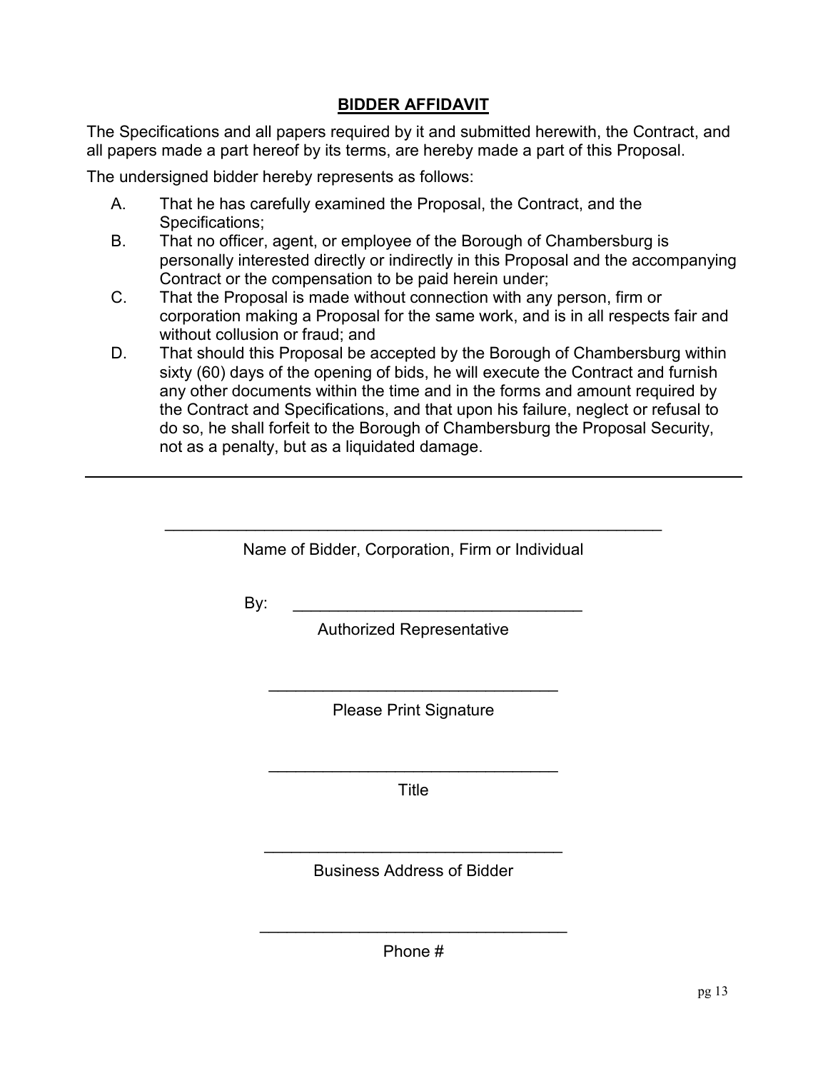## BIDDER AFFIDAVIT

The Specifications and all papers required by it and submitted herewith, the Contract, and all papers made a part hereof by its terms, are hereby made a part of this Proposal.

The undersigned bidder hereby represents as follows:

A. That he has carefully examined the Proposal, the Contract, and the Specifications;

B. That no officer, agent, or employee of the Borough of Chambersburg is personally interested directly or indirectly in this Proposal and the accompanying Contract or the compensation to be paid herein under;

C. That the Proposal is made without connection with any person, firm or corporation making a Proposal for the same work, and is in all respects fair and without collusion or fraud; and

D. That should this Proposal be accepted by the Borough of Chambersburg within sixty (60) days of the opening of bids, he will execute the Contract and furnish any other documents within the time and in the forms and amount required by the Contract and Specifications, and that upon his failure, neglect or refusal to do so, he shall forfeit to the Borough of Chambersburg the Proposal Security, not as a penalty, but as a liquidated damage.

---

\_\_\_\_\_\_\_\_\_\_\_\_\_\_\_\_\_\_\_\_\_\_\_\_\_\_\_\_\_\_\_\_\_\_\_\_\_\_\_\_\_\_\_\_\_\_\_\_\_\_\_\_\_\_
Name of Bidder, Corporation, Firm or Individual

By: \_\_\_\_\_\_\_\_\_\_\_\_\_\_\_\_\_\_\_\_\_\_\_\_\_\_\_\_\_\_\_\_
Authorized Representative

\_\_\_\_\_\_\_\_\_\_\_\_\_\_\_\_\_\_\_\_\_\_\_\_\_\_\_\_\_\_\_\_
Please Print Signature

\_\_\_\_\_\_\_\_\_\_\_\_\_\_\_\_\_\_\_\_\_\_\_\_\_\_\_\_\_\_\_\_
Title

\_\_\_\_\_\_\_\_\_\_\_\_\_\_\_\_\_\_\_\_\_\_\_\_\_\_\_\_\_\_\_\_\_
Business Address of Bidder

\_\_\_\_\_\_\_\_\_\_\_\_\_\_\_\_\_\_\_\_\_\_\_\_\_\_\_\_\_\_\_\_\_\_
Phone #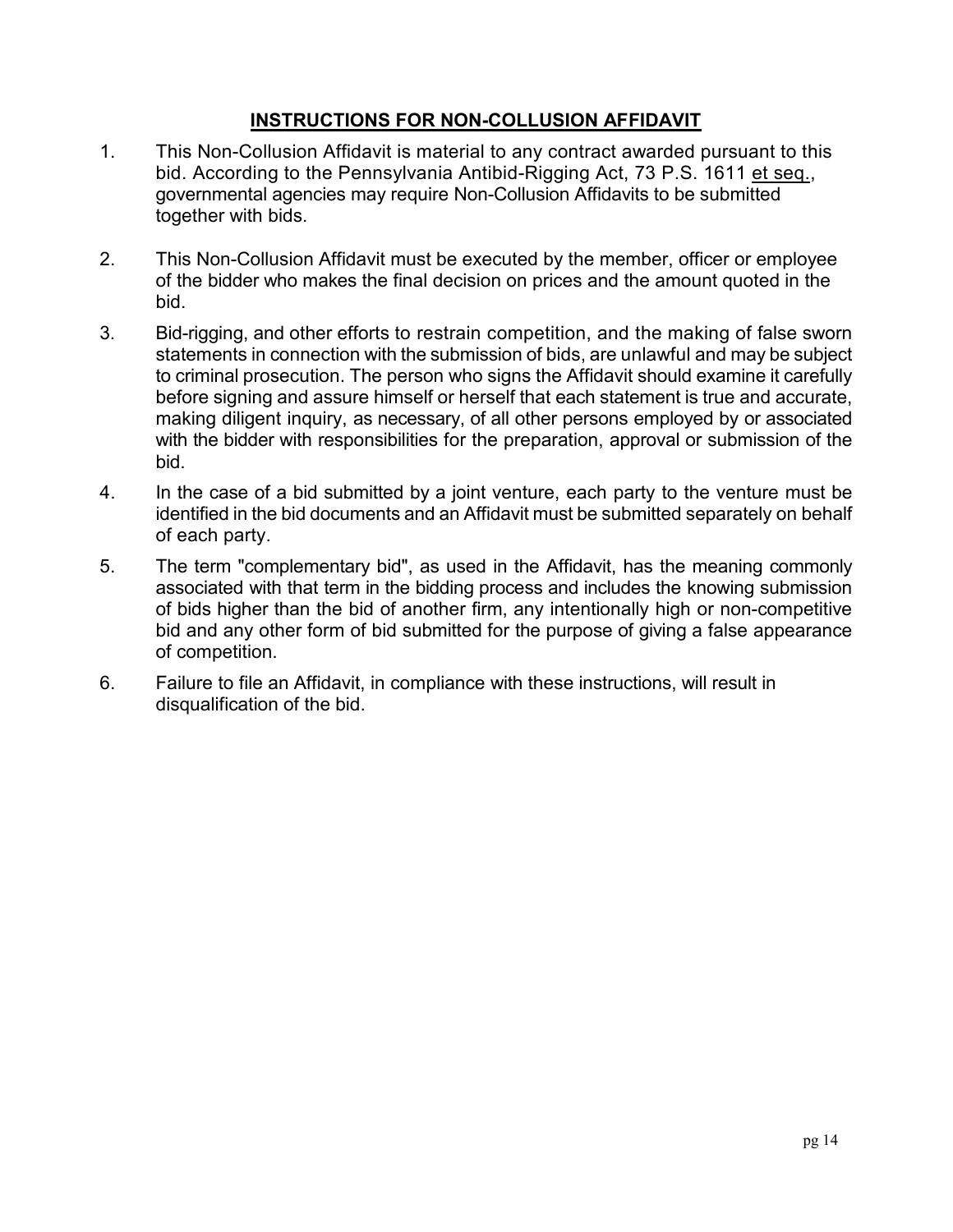## INSTRUCTIONS FOR NON-COLLUSION AFFIDAVIT

1. This Non-Collusion Affidavit is material to any contract awarded pursuant to this bid. According to the Pennsylvania Antibid-Rigging Act, 73 P.S. 1611 et seq., governmental agencies may require Non-Collusion Affidavits to be submitted together with bids.

2. This Non-Collusion Affidavit must be executed by the member, officer or employee of the bidder who makes the final decision on prices and the amount quoted in the bid.

3. Bid-rigging, and other efforts to restrain competition, and the making of false sworn statements in connection with the submission of bids, are unlawful and may be subject to criminal prosecution. The person who signs the Affidavit should examine it carefully before signing and assure himself or herself that each statement is true and accurate, making diligent inquiry, as necessary, of all other persons employed by or associated with the bidder with responsibilities for the preparation, approval or submission of the bid.

4. In the case of a bid submitted by a joint venture, each party to the venture must be identified in the bid documents and an Affidavit must be submitted separately on behalf of each party.

5. The term "complementary bid", as used in the Affidavit, has the meaning commonly associated with that term in the bidding process and includes the knowing submission of bids higher than the bid of another firm, any intentionally high or non-competitive bid and any other form of bid submitted for the purpose of giving a false appearance of competition.

6. Failure to file an Affidavit, in compliance with these instructions, will result in disqualification of the bid.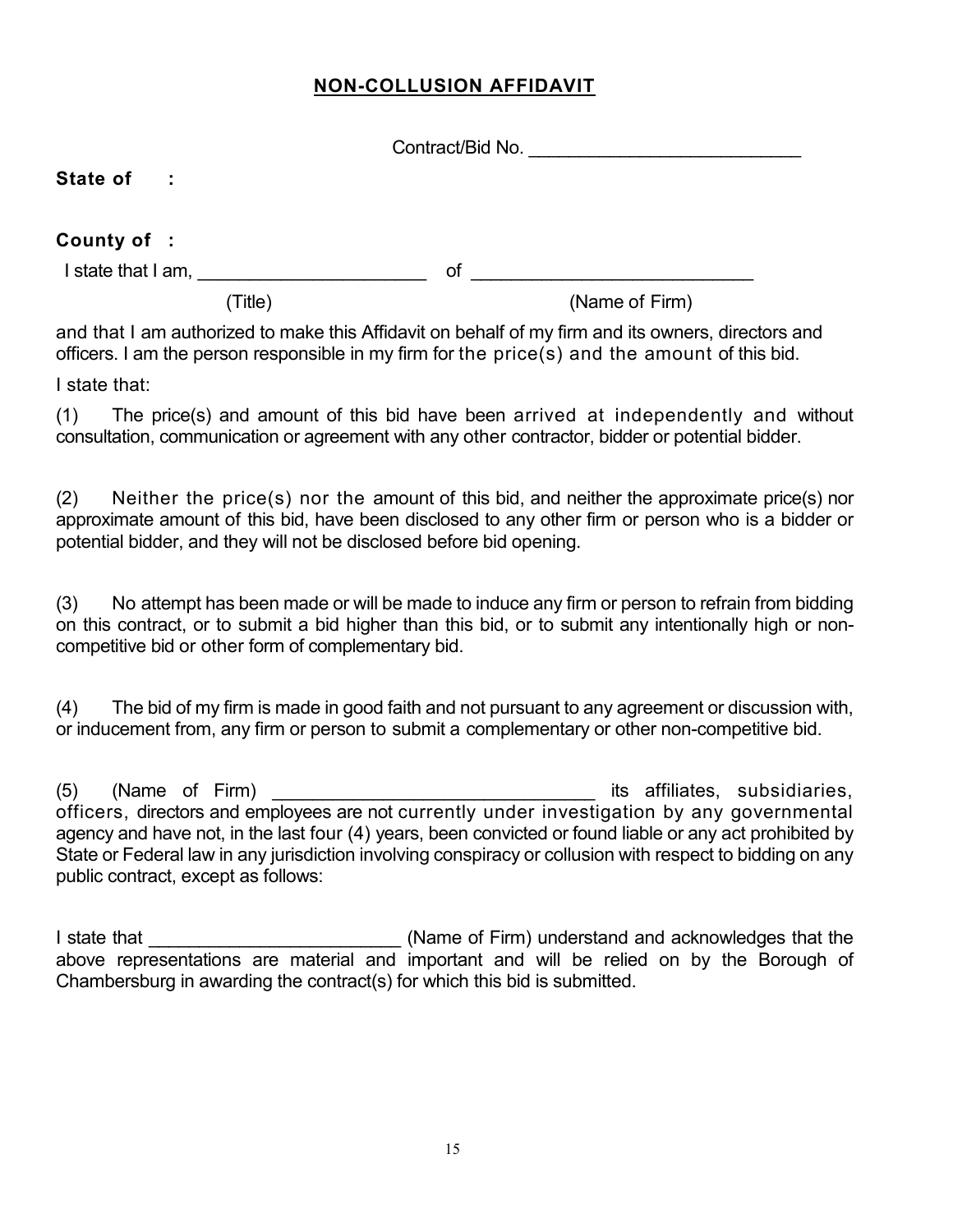## NON-COLLUSION AFFIDAVIT

Contract/Bid No. ___________________________

**State of :**

**County of :**

I state that I am, _______________________ of ____________________________

(Title) (Name of Firm)

and that I am authorized to make this Affidavit on behalf of my firm and its owners, directors and officers. I am the person responsible in my firm for the price(s) and the amount of this bid.

I state that:

(1) The price(s) and amount of this bid have been arrived at independently and without consultation, communication or agreement with any other contractor, bidder or potential bidder.

(2) Neither the price(s) nor the amount of this bid, and neither the approximate price(s) nor approximate amount of this bid, have been disclosed to any other firm or person who is a bidder or potential bidder, and they will not be disclosed before bid opening.

(3) No attempt has been made or will be made to induce any firm or person to refrain from bidding on this contract, or to submit a bid higher than this bid, or to submit any intentionally high or non-competitive bid or other form of complementary bid.

(4) The bid of my firm is made in good faith and not pursuant to any agreement or discussion with, or inducement from, any firm or person to submit a complementary or other non-competitive bid.

(5) (Name of Firm) ________________________________ its affiliates, subsidiaries, officers, directors and employees are not currently under investigation by any governmental agency and have not, in the last four (4) years, been convicted or found liable or any act prohibited by State or Federal law in any jurisdiction involving conspiracy or collusion with respect to bidding on any public contract, except as follows:

I state that _________________________ (Name of Firm) understand and acknowledges that the above representations are material and important and will be relied on by the Borough of Chambersburg in awarding the contract(s) for which this bid is submitted.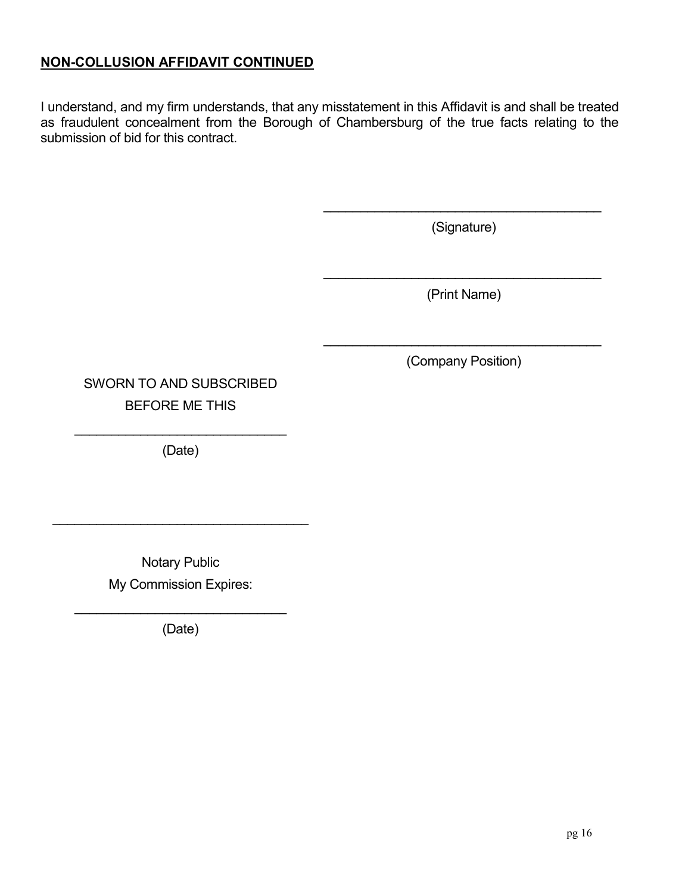**NON-COLLUSION AFFIDAVIT CONTINUED**

I understand, and my firm understands, that any misstatement in this Affidavit is and shall be treated as fraudulent concealment from the Borough of Chambersburg of the true facts relating to the submission of bid for this contract.

_______________________________________

(Signature)

_______________________________________

(Print Name)

_______________________________________

(Company Position)

SWORN TO AND SUBSCRIBED
BEFORE ME THIS

______________________________

(Date)

____________________________________

Notary Public

My Commission Expires:

______________________________

(Date)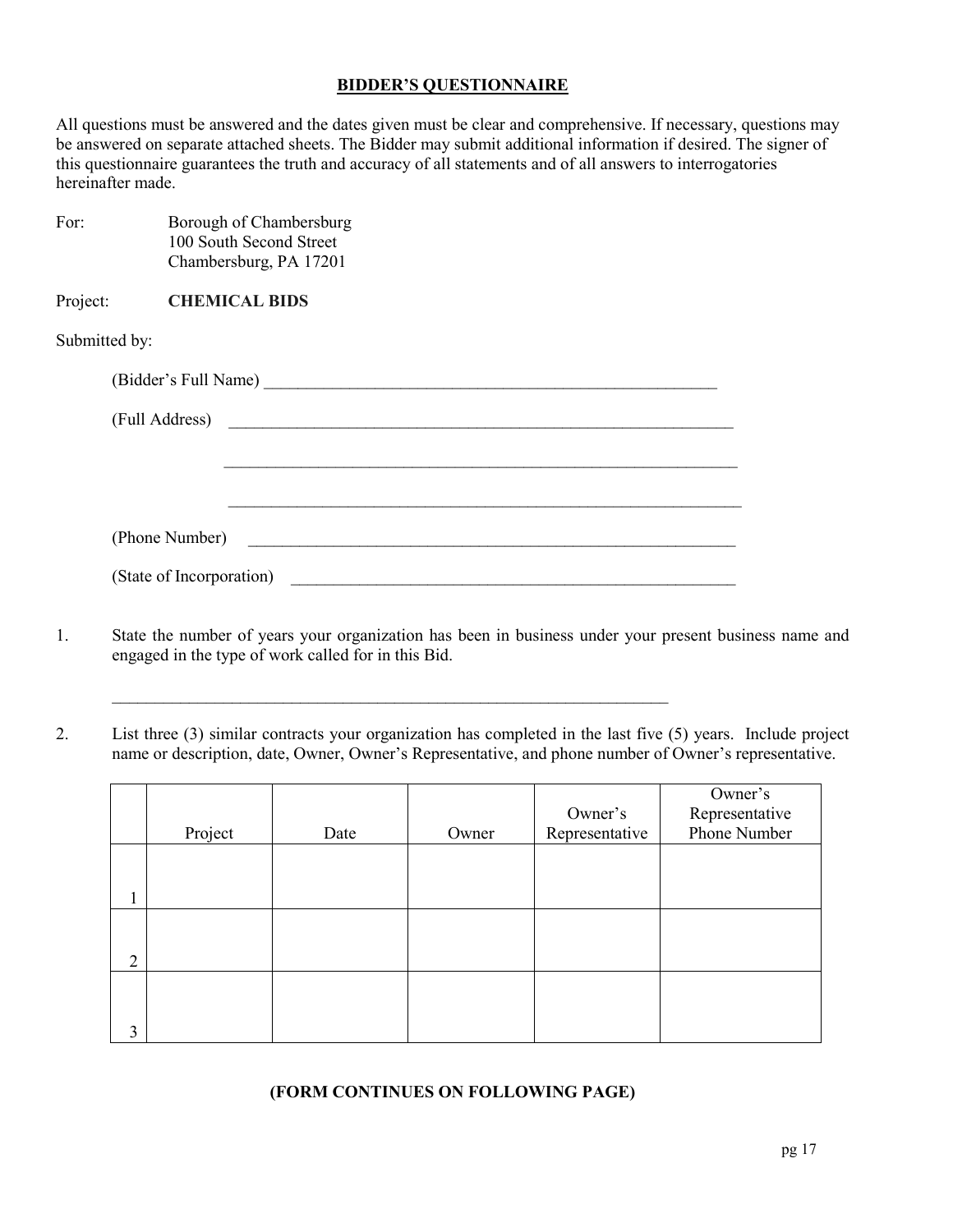**BIDDER'S QUESTIONNAIRE**

All questions must be answered and the dates given must be clear and comprehensive. If necessary, questions may be answered on separate attached sheets. The Bidder may submit additional information if desired. The signer of this questionnaire guarantees the truth and accuracy of all statements and of all answers to interrogatories hereinafter made.

For: Borough of Chambersburg
100 South Second Street
Chambersburg, PA 17201

Project: **CHEMICAL BIDS**

Submitted by:

(Bidder's Full Name) _______________________________________________

(Full Address) _______________________________________________

_______________________________________________

_______________________________________________

(Phone Number) _______________________________________________

(State of Incorporation) _______________________________________________

1. State the number of years your organization has been in business under your present business name and engaged in the type of work called for in this Bid.

_______________________________________________

2. List three (3) similar contracts your organization has completed in the last five (5) years. Include project name or description, date, Owner, Owner's Representative, and phone number of Owner's representative.

| | Project | Date | Owner | Owner's Representative | Owner's Representative Phone Number |
|---|---|---|---|---|---|
| 1 | | | | | |
| 2 | | | | | |
| 3 | | | | | |

**(FORM CONTINUES ON FOLLOWING PAGE)**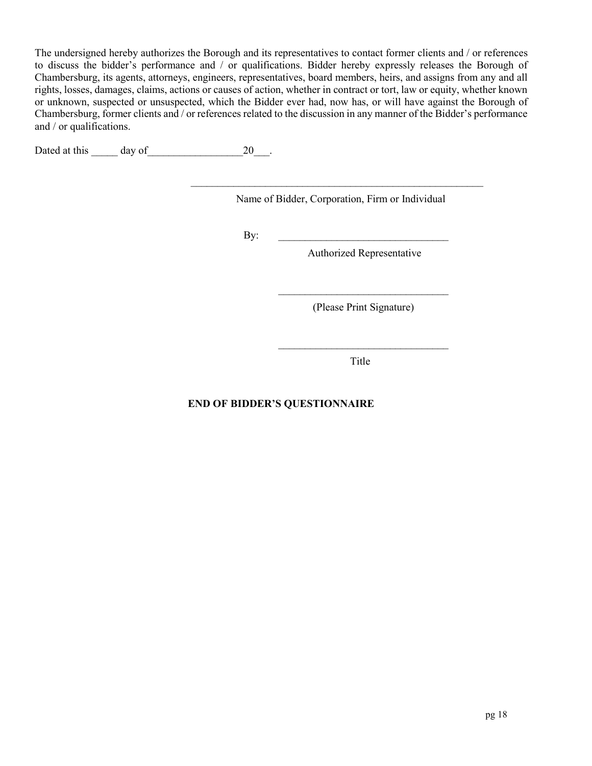The undersigned hereby authorizes the Borough and its representatives to contact former clients and / or references to discuss the bidder's performance and / or qualifications. Bidder hereby expressly releases the Borough of Chambersburg, its agents, attorneys, engineers, representatives, board members, heirs, and assigns from any and all rights, losses, damages, claims, actions or causes of action, whether in contract or tort, law or equity, whether known or unknown, suspected or unsuspected, which the Bidder ever had, now has, or will have against the Borough of Chambersburg, former clients and / or references related to the discussion in any manner of the Bidder's performance and / or qualifications.

Dated at this _____ day of__________________20___.

__________________________________________________________
Name of Bidder, Corporation, Firm or Individual

By: ________________________________
Authorized Representative

________________________________
(Please Print Signature)

________________________________
Title

**END OF BIDDER'S QUESTIONNAIRE**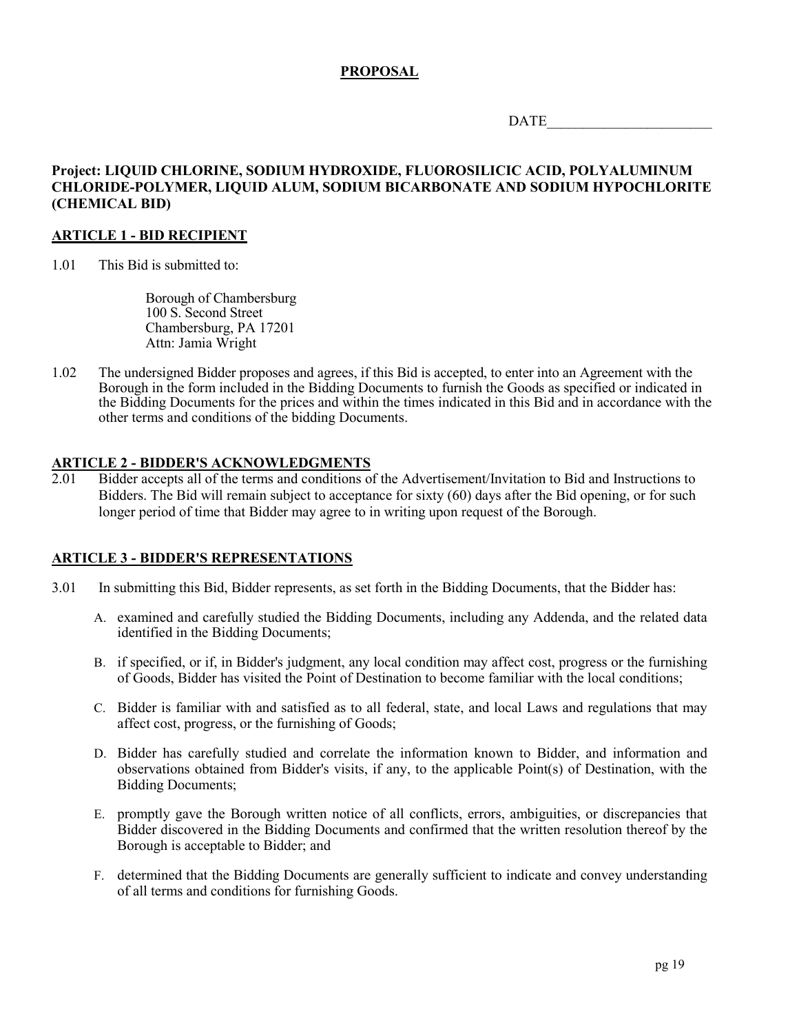# PROPOSAL

DATE_______________________

**Project: LIQUID CHLORINE, SODIUM HYDROXIDE, FLUOROSILICIC ACID, POLYALUMINUM CHLORIDE-POLYMER, LIQUID ALUM, SODIUM BICARBONATE AND SODIUM HYPOCHLORITE (CHEMICAL BID)**

## ARTICLE 1 - BID RECIPIENT

1.01 This Bid is submitted to:

Borough of Chambersburg
100 S. Second Street
Chambersburg, PA 17201
Attn: Jamia Wright

1.02 The undersigned Bidder proposes and agrees, if this Bid is accepted, to enter into an Agreement with the Borough in the form included in the Bidding Documents to furnish the Goods as specified or indicated in the Bidding Documents for the prices and within the times indicated in this Bid and in accordance with the other terms and conditions of the bidding Documents.

## ARTICLE 2 - BIDDER'S ACKNOWLEDGMENTS

2.01 Bidder accepts all of the terms and conditions of the Advertisement/Invitation to Bid and Instructions to Bidders. The Bid will remain subject to acceptance for sixty (60) days after the Bid opening, or for such longer period of time that Bidder may agree to in writing upon request of the Borough.

## ARTICLE 3 - BIDDER'S REPRESENTATIONS

3.01 In submitting this Bid, Bidder represents, as set forth in the Bidding Documents, that the Bidder has:

A. examined and carefully studied the Bidding Documents, including any Addenda, and the related data identified in the Bidding Documents;

B. if specified, or if, in Bidder's judgment, any local condition may affect cost, progress or the furnishing of Goods, Bidder has visited the Point of Destination to become familiar with the local conditions;

C. Bidder is familiar with and satisfied as to all federal, state, and local Laws and regulations that may affect cost, progress, or the furnishing of Goods;

D. Bidder has carefully studied and correlate the information known to Bidder, and information and observations obtained from Bidder's visits, if any, to the applicable Point(s) of Destination, with the Bidding Documents;

E. promptly gave the Borough written notice of all conflicts, errors, ambiguities, or discrepancies that Bidder discovered in the Bidding Documents and confirmed that the written resolution thereof by the Borough is acceptable to Bidder; and

F. determined that the Bidding Documents are generally sufficient to indicate and convey understanding of all terms and conditions for furnishing Goods.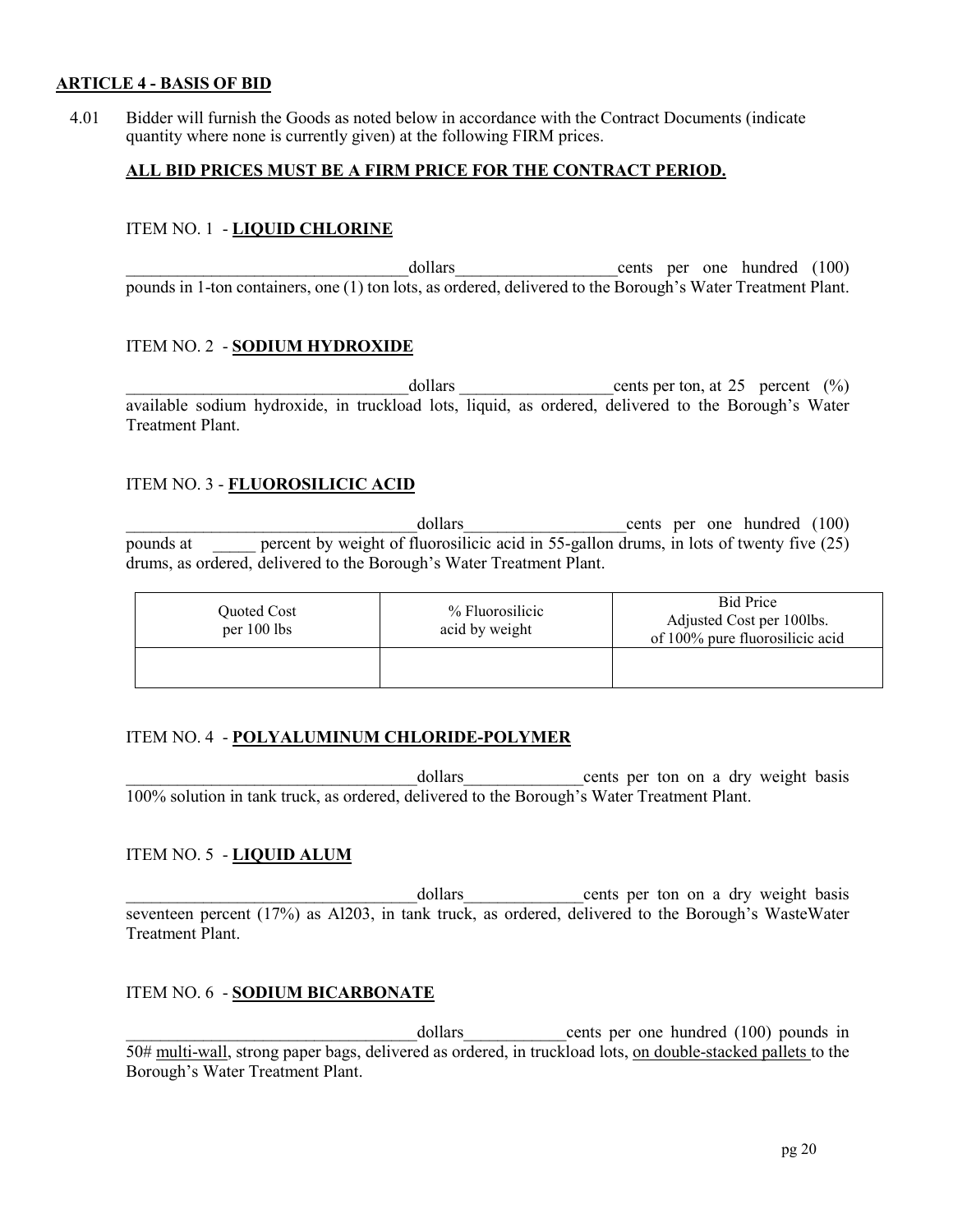**ARTICLE 4 - BASIS OF BID**

4.01 Bidder will furnish the Goods as noted below in accordance with the Contract Documents (indicate quantity where none is currently given) at the following FIRM prices.

**ALL BID PRICES MUST BE A FIRM PRICE FOR THE CONTRACT PERIOD.**

ITEM NO. 1 - **LIQUID CHLORINE**

__________________________________dollars___________________cents per one hundred (100) pounds in 1-ton containers, one (1) ton lots, as ordered, delivered to the Borough's Water Treatment Plant.

ITEM NO. 2 - **SODIUM HYDROXIDE**

_________________________________dollars __________________cents per ton, at 25 percent (%) available sodium hydroxide, in truckload lots, liquid, as ordered, delivered to the Borough's Water Treatment Plant.

ITEM NO. 3 - **FLUOROSILICIC ACID**

__________________________________dollars___________________cents per one hundred (100) pounds at _____ percent by weight of fluorosilicic acid in 55-gallon drums, in lots of twenty five (25) drums, as ordered, delivered to the Borough's Water Treatment Plant.

| Quoted Cost per 100 lbs | % Fluorosilicic acid by weight | Bid Price Adjusted Cost per 100lbs. of 100% pure fluorosilicic acid |
|---|---|---|
| | | |

ITEM NO. 4 - **POLYALUMINUM CHLORIDE-POLYMER**

__________________________________dollars______________cents per ton on a dry weight basis 100% solution in tank truck, as ordered, delivered to the Borough's Water Treatment Plant.

ITEM NO. 5 - **LIQUID ALUM**

__________________________________dollars______________cents per ton on a dry weight basis seventeen percent (17%) as Al203, in tank truck, as ordered, delivered to the Borough's WasteWater Treatment Plant.

ITEM NO. 6 - **SODIUM BICARBONATE**

__________________________________dollars____________cents per one hundred (100) pounds in 50# multi-wall, strong paper bags, delivered as ordered, in truckload lots, on double-stacked pallets to the Borough's Water Treatment Plant.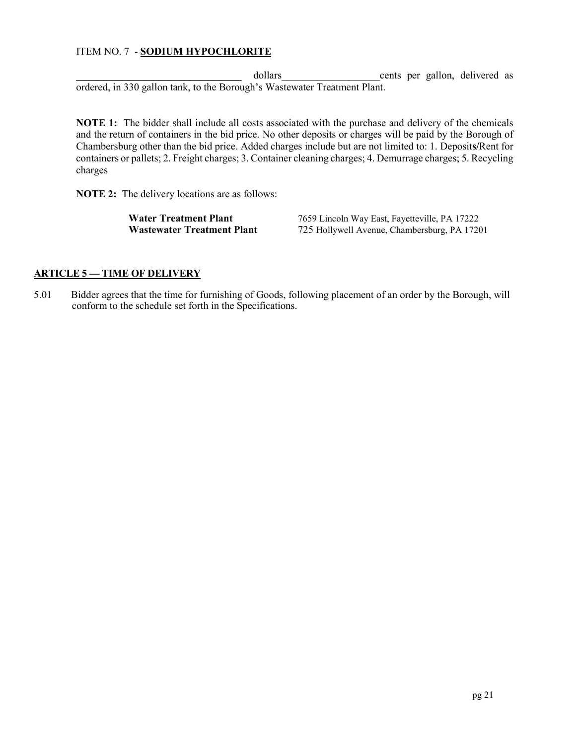ITEM NO. 7 - **SODIUM HYPOCHLORITE**

________________________________ dollars__________________cents per gallon, delivered as ordered, in 330 gallon tank, to the Borough's Wastewater Treatment Plant.

**NOTE 1:** The bidder shall include all costs associated with the purchase and delivery of the chemicals and the return of containers in the bid price. No other deposits or charges will be paid by the Borough of Chambersburg other than the bid price. Added charges include but are not limited to: 1. Deposits/Rent for containers or pallets; 2. Freight charges; 3. Container cleaning charges; 4. Demurrage charges; 5. Recycling charges

**NOTE 2:** The delivery locations are as follows:

| | |
|---|---|
| **Water Treatment Plant** | 7659 Lincoln Way East, Fayetteville, PA 17222 |
| **Wastewater Treatment Plant** | 725 Hollywell Avenue, Chambersburg, PA 17201 |

## ARTICLE 5 — TIME OF DELIVERY

5.01 Bidder agrees that the time for furnishing of Goods, following placement of an order by the Borough, will conform to the schedule set forth in the Specifications.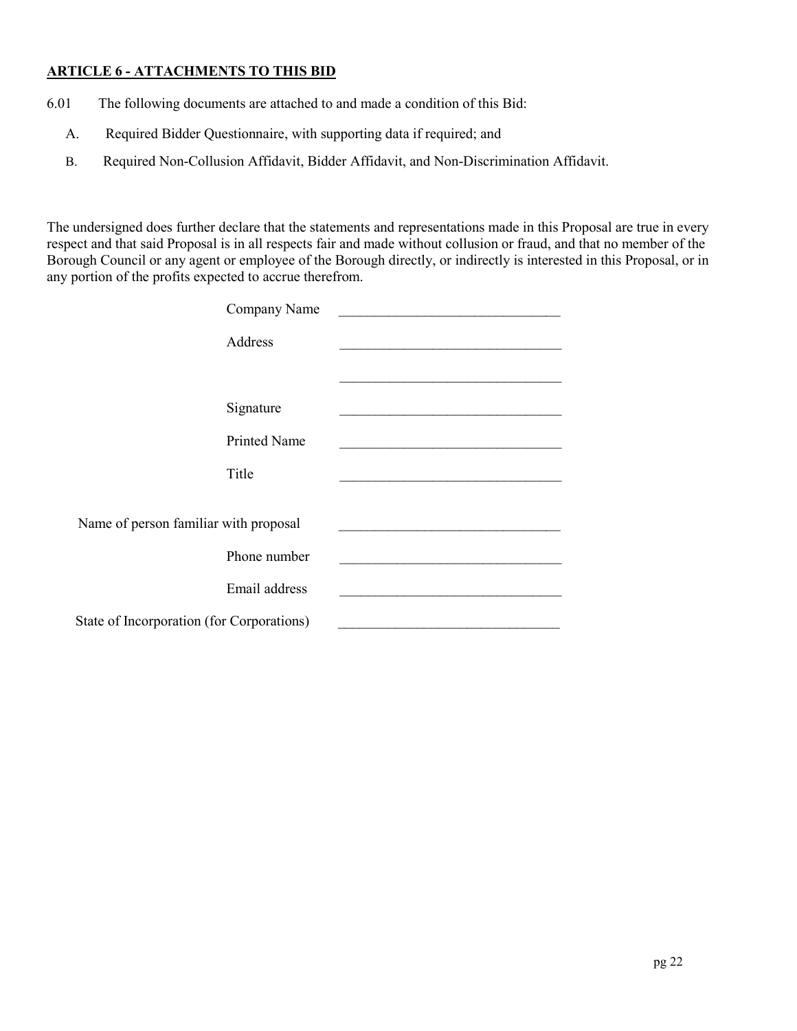**ARTICLE 6 - ATTACHMENTS TO THIS BID**

6.01 The following documents are attached to and made a condition of this Bid:

A. Required Bidder Questionnaire, with supporting data if required; and

B. Required Non-Collusion Affidavit, Bidder Affidavit, and Non-Discrimination Affidavit.

The undersigned does further declare that the statements and representations made in this Proposal are true in every respect and that said Proposal is in all respects fair and made without collusion or fraud, and that no member of the Borough Council or any agent or employee of the Borough directly, or indirectly is interested in this Proposal, or in any portion of the profits expected to accrue therefrom.

Company Name ______________________________

Address ______________________________

______________________________

Signature ______________________________

Printed Name ______________________________

Title ______________________________

Name of person familiar with proposal ______________________________

Phone number ______________________________

Email address ______________________________

State of Incorporation (for Corporations) ______________________________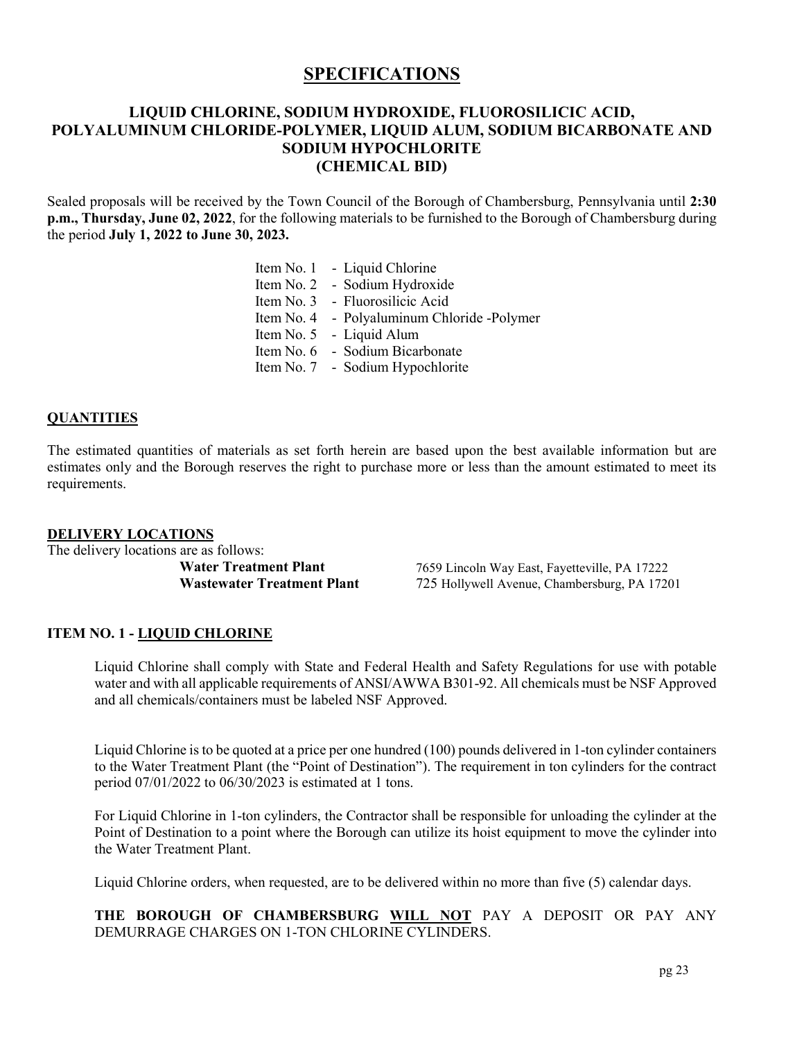# SPECIFICATIONS

## LIQUID CHLORINE, SODIUM HYDROXIDE, FLUOROSILICIC ACID, POLYALUMINUM CHLORIDE-POLYMER, LIQUID ALUM, SODIUM BICARBONATE AND SODIUM HYPOCHLORITE (CHEMICAL BID)

Sealed proposals will be received by the Town Council of the Borough of Chambersburg, Pennsylvania until **2:30 p.m., Thursday, June 02, 2022**, for the following materials to be furnished to the Borough of Chambersburg during the period **July 1, 2022 to June 30, 2023.**

- Item No. 1 - Liquid Chlorine
- Item No. 2 - Sodium Hydroxide
- Item No. 3 - Fluorosilicic Acid
- Item No. 4 - Polyaluminum Chloride -Polymer
- Item No. 5 - Liquid Alum
- Item No. 6 - Sodium Bicarbonate
- Item No. 7 - Sodium Hypochlorite

### QUANTITIES

The estimated quantities of materials as set forth herein are based upon the best available information but are estimates only and the Borough reserves the right to purchase more or less than the amount estimated to meet its requirements.

### DELIVERY LOCATIONS

The delivery locations are as follows:

**Water Treatment Plant** 7659 Lincoln Way East, Fayetteville, PA 17222
**Wastewater Treatment Plant** 725 Hollywell Avenue, Chambersburg, PA 17201

### ITEM NO. 1 - LIQUID CHLORINE

Liquid Chlorine shall comply with State and Federal Health and Safety Regulations for use with potable water and with all applicable requirements of ANSI/AWWA B301-92. All chemicals must be NSF Approved and all chemicals/containers must be labeled NSF Approved.

Liquid Chlorine is to be quoted at a price per one hundred (100) pounds delivered in 1-ton cylinder containers to the Water Treatment Plant (the "Point of Destination"). The requirement in ton cylinders for the contract period 07/01/2022 to 06/30/2023 is estimated at 1 tons.

For Liquid Chlorine in 1-ton cylinders, the Contractor shall be responsible for unloading the cylinder at the Point of Destination to a point where the Borough can utilize its hoist equipment to move the cylinder into the Water Treatment Plant.

Liquid Chlorine orders, when requested, are to be delivered within no more than five (5) calendar days.

**THE BOROUGH OF CHAMBERSBURG WILL NOT** PAY A DEPOSIT OR PAY ANY DEMURRAGE CHARGES ON 1-TON CHLORINE CYLINDERS.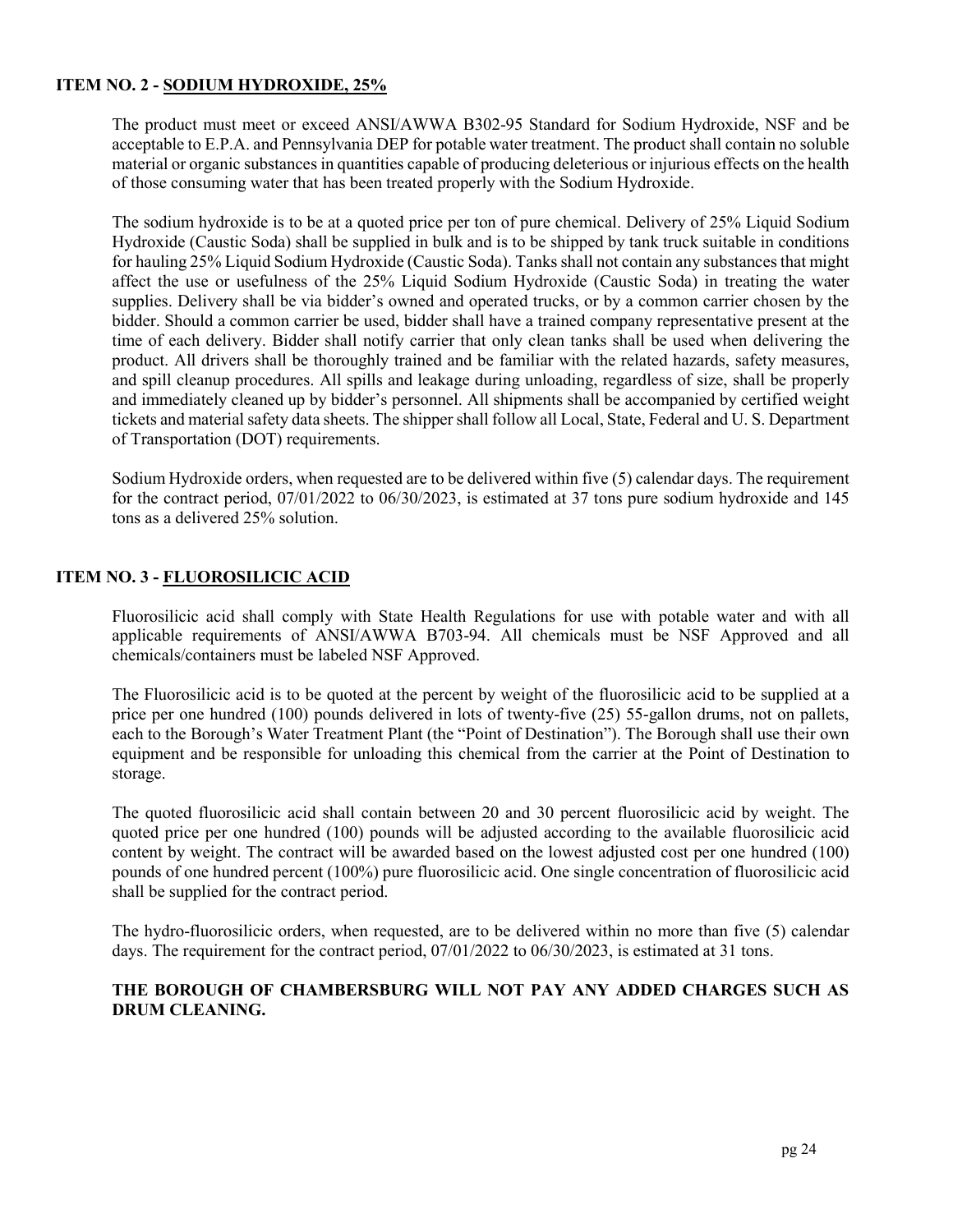### ITEM NO. 2 - SODIUM HYDROXIDE, 25%

The product must meet or exceed ANSI/AWWA B302-95 Standard for Sodium Hydroxide, NSF and be acceptable to E.P.A. and Pennsylvania DEP for potable water treatment. The product shall contain no soluble material or organic substances in quantities capable of producing deleterious or injurious effects on the health of those consuming water that has been treated properly with the Sodium Hydroxide.

The sodium hydroxide is to be at a quoted price per ton of pure chemical. Delivery of 25% Liquid Sodium Hydroxide (Caustic Soda) shall be supplied in bulk and is to be shipped by tank truck suitable in conditions for hauling 25% Liquid Sodium Hydroxide (Caustic Soda). Tanks shall not contain any substances that might affect the use or usefulness of the 25% Liquid Sodium Hydroxide (Caustic Soda) in treating the water supplies. Delivery shall be via bidder's owned and operated trucks, or by a common carrier chosen by the bidder. Should a common carrier be used, bidder shall have a trained company representative present at the time of each delivery. Bidder shall notify carrier that only clean tanks shall be used when delivering the product. All drivers shall be thoroughly trained and be familiar with the related hazards, safety measures, and spill cleanup procedures. All spills and leakage during unloading, regardless of size, shall be properly and immediately cleaned up by bidder's personnel. All shipments shall be accompanied by certified weight tickets and material safety data sheets. The shipper shall follow all Local, State, Federal and U. S. Department of Transportation (DOT) requirements.

Sodium Hydroxide orders, when requested are to be delivered within five (5) calendar days. The requirement for the contract period, 07/01/2022 to 06/30/2023, is estimated at 37 tons pure sodium hydroxide and 145 tons as a delivered 25% solution.

### ITEM NO. 3 - FLUOROSILICIC ACID

Fluorosilicic acid shall comply with State Health Regulations for use with potable water and with all applicable requirements of ANSI/AWWA B703-94. All chemicals must be NSF Approved and all chemicals/containers must be labeled NSF Approved.

The Fluorosilicic acid is to be quoted at the percent by weight of the fluorosilicic acid to be supplied at a price per one hundred (100) pounds delivered in lots of twenty-five (25) 55-gallon drums, not on pallets, each to the Borough's Water Treatment Plant (the "Point of Destination"). The Borough shall use their own equipment and be responsible for unloading this chemical from the carrier at the Point of Destination to storage.

The quoted fluorosilicic acid shall contain between 20 and 30 percent fluorosilicic acid by weight. The quoted price per one hundred (100) pounds will be adjusted according to the available fluorosilicic acid content by weight. The contract will be awarded based on the lowest adjusted cost per one hundred (100) pounds of one hundred percent (100%) pure fluorosilicic acid. One single concentration of fluorosilicic acid shall be supplied for the contract period.

The hydro-fluorosilicic orders, when requested, are to be delivered within no more than five (5) calendar days. The requirement for the contract period, 07/01/2022 to 06/30/2023, is estimated at 31 tons.

**THE BOROUGH OF CHAMBERSBURG WILL NOT PAY ANY ADDED CHARGES SUCH AS DRUM CLEANING.**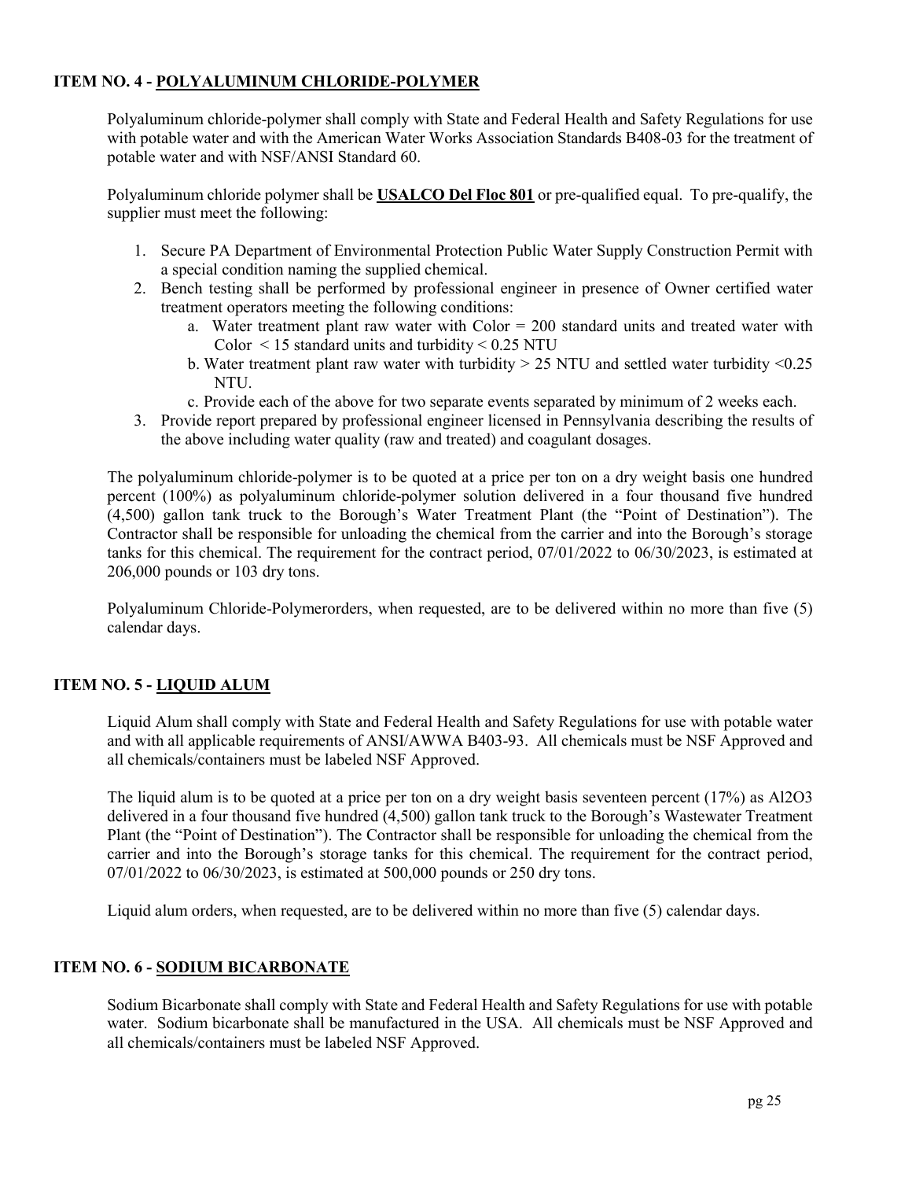### ITEM NO. 4 - <u>POLYALUMINUM CHLORIDE-POLYMER</u>

Polyaluminum chloride-polymer shall comply with State and Federal Health and Safety Regulations for use with potable water and with the American Water Works Association Standards B408-03 for the treatment of potable water and with NSF/ANSI Standard 60.

Polyaluminum chloride polymer shall be **<u>USALCO Del Floc 801</u>** or pre-qualified equal. To pre-qualify, the supplier must meet the following:

1. Secure PA Department of Environmental Protection Public Water Supply Construction Permit with a special condition naming the supplied chemical.
2. Bench testing shall be performed by professional engineer in presence of Owner certified water treatment operators meeting the following conditions:
   a. Water treatment plant raw water with Color = 200 standard units and treated water with Color < 15 standard units and turbidity < 0.25 NTU
   b. Water treatment plant raw water with turbidity > 25 NTU and settled water turbidity <0.25 NTU.
   c. Provide each of the above for two separate events separated by minimum of 2 weeks each.
3. Provide report prepared by professional engineer licensed in Pennsylvania describing the results of the above including water quality (raw and treated) and coagulant dosages.

The polyaluminum chloride-polymer is to be quoted at a price per ton on a dry weight basis one hundred percent (100%) as polyaluminum chloride-polymer solution delivered in a four thousand five hundred (4,500) gallon tank truck to the Borough's Water Treatment Plant (the "Point of Destination"). The Contractor shall be responsible for unloading the chemical from the carrier and into the Borough's storage tanks for this chemical. The requirement for the contract period, 07/01/2022 to 06/30/2023, is estimated at 206,000 pounds or 103 dry tons.

Polyaluminum Chloride-Polymerorders, when requested, are to be delivered within no more than five (5) calendar days.

### ITEM NO. 5 - <u>LIQUID ALUM</u>

Liquid Alum shall comply with State and Federal Health and Safety Regulations for use with potable water and with all applicable requirements of ANSI/AWWA B403-93. All chemicals must be NSF Approved and all chemicals/containers must be labeled NSF Approved.

The liquid alum is to be quoted at a price per ton on a dry weight basis seventeen percent (17%) as $Al_2O_3$ delivered in a four thousand five hundred (4,500) gallon tank truck to the Borough's Wastewater Treatment Plant (the "Point of Destination"). The Contractor shall be responsible for unloading the chemical from the carrier and into the Borough's storage tanks for this chemical. The requirement for the contract period, 07/01/2022 to 06/30/2023, is estimated at 500,000 pounds or 250 dry tons.

Liquid alum orders, when requested, are to be delivered within no more than five (5) calendar days.

### ITEM NO. 6 - <u>SODIUM BICARBONATE</u>

Sodium Bicarbonate shall comply with State and Federal Health and Safety Regulations for use with potable water. Sodium bicarbonate shall be manufactured in the USA. All chemicals must be NSF Approved and all chemicals/containers must be labeled NSF Approved.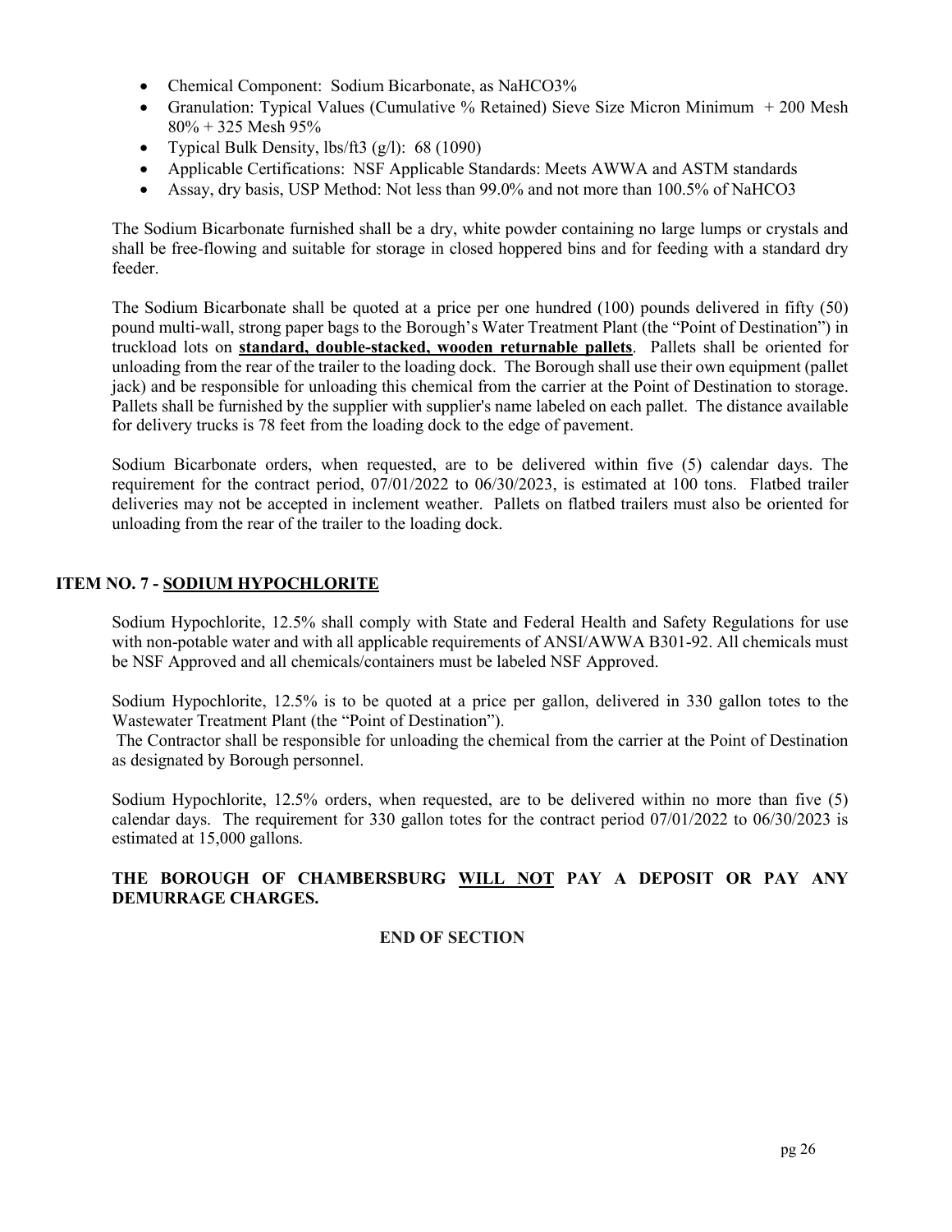- Chemical Component: Sodium Bicarbonate, as $NaHCO_3$%
- Granulation: Typical Values (Cumulative % Retained) Sieve Size Micron Minimum + 200 Mesh 80% + 325 Mesh 95%
- Typical Bulk Density, lbs/ft3 (g/l): 68 (1090)
- Applicable Certifications: NSF Applicable Standards: Meets AWWA and ASTM standards
- Assay, dry basis, USP Method: Not less than 99.0% and not more than 100.5% of $NaHCO_3$

The Sodium Bicarbonate furnished shall be a dry, white powder containing no large lumps or crystals and shall be free-flowing and suitable for storage in closed hoppered bins and for feeding with a standard dry feeder.

The Sodium Bicarbonate shall be quoted at a price per one hundred (100) pounds delivered in fifty (50) pound multi-wall, strong paper bags to the Borough's Water Treatment Plant (the "Point of Destination") in truckload lots on **standard, double-stacked, wooden returnable pallets**. Pallets shall be oriented for unloading from the rear of the trailer to the loading dock. The Borough shall use their own equipment (pallet jack) and be responsible for unloading this chemical from the carrier at the Point of Destination to storage. Pallets shall be furnished by the supplier with supplier's name labeled on each pallet. The distance available for delivery trucks is 78 feet from the loading dock to the edge of pavement.

Sodium Bicarbonate orders, when requested, are to be delivered within five (5) calendar days. The requirement for the contract period, 07/01/2022 to 06/30/2023, is estimated at 100 tons. Flatbed trailer deliveries may not be accepted in inclement weather. Pallets on flatbed trailers must also be oriented for unloading from the rear of the trailer to the loading dock.

## ITEM NO. 7 - SODIUM HYPOCHLORITE

Sodium Hypochlorite, 12.5% shall comply with State and Federal Health and Safety Regulations for use with non-potable water and with all applicable requirements of ANSI/AWWA B301-92. All chemicals must be NSF Approved and all chemicals/containers must be labeled NSF Approved.

Sodium Hypochlorite, 12.5% is to be quoted at a price per gallon, delivered in 330 gallon totes to the Wastewater Treatment Plant (the "Point of Destination").

The Contractor shall be responsible for unloading the chemical from the carrier at the Point of Destination as designated by Borough personnel.

Sodium Hypochlorite, 12.5% orders, when requested, are to be delivered within no more than five (5) calendar days. The requirement for 330 gallon totes for the contract period 07/01/2022 to 06/30/2023 is estimated at 15,000 gallons.

**THE BOROUGH OF CHAMBERSBURG WILL NOT PAY A DEPOSIT OR PAY ANY DEMURRAGE CHARGES.**

**END OF SECTION**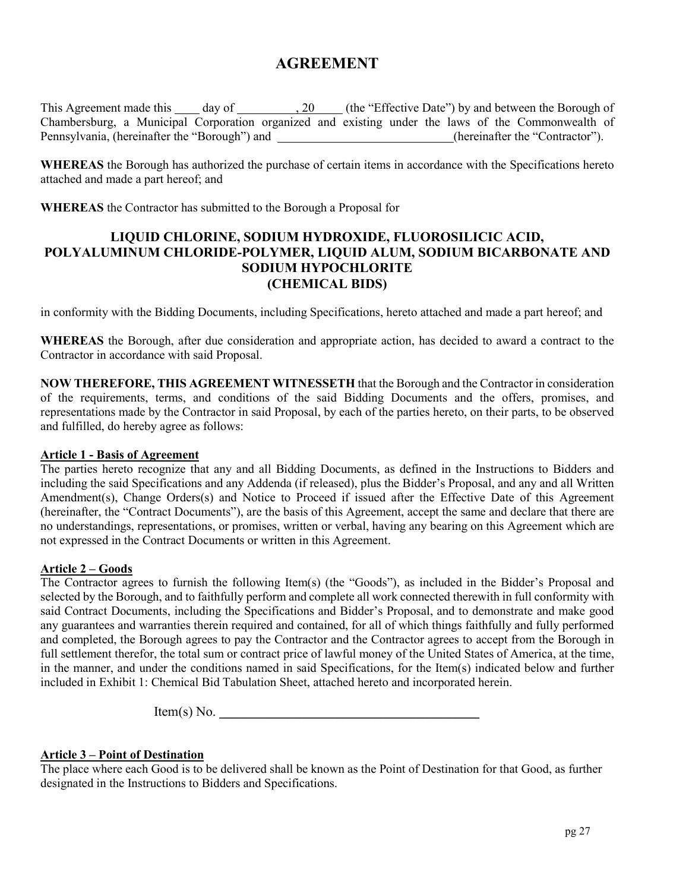# AGREEMENT

This Agreement made this ____ day of __________, 20_____ (the "Effective Date") by and between the Borough of Chambersburg, a Municipal Corporation organized and existing under the laws of the Commonwealth of Pennsylvania, (hereinafter the "Borough") and ______________________________(hereinafter the "Contractor").

**WHEREAS** the Borough has authorized the purchase of certain items in accordance with the Specifications hereto attached and made a part hereof; and

**WHEREAS** the Contractor has submitted to the Borough a Proposal for

**LIQUID CHLORINE, SODIUM HYDROXIDE, FLUOROSILICIC ACID, POLYALUMINUM CHLORIDE-POLYMER, LIQUID ALUM, SODIUM BICARBONATE AND SODIUM HYPOCHLORITE (CHEMICAL BIDS)**

in conformity with the Bidding Documents, including Specifications, hereto attached and made a part hereof; and

**WHEREAS** the Borough, after due consideration and appropriate action, has decided to award a contract to the Contractor in accordance with said Proposal.

**NOW THEREFORE, THIS AGREEMENT WITNESSETH** that the Borough and the Contractor in consideration of the requirements, terms, and conditions of the said Bidding Documents and the offers, promises, and representations made by the Contractor in said Proposal, by each of the parties hereto, on their parts, to be observed and fulfilled, do hereby agree as follows:

**Article 1 - Basis of Agreement**

The parties hereto recognize that any and all Bidding Documents, as defined in the Instructions to Bidders and including the said Specifications and any Addenda (if released), plus the Bidder's Proposal, and any and all Written Amendment(s), Change Orders(s) and Notice to Proceed if issued after the Effective Date of this Agreement (hereinafter, the "Contract Documents"), are the basis of this Agreement, accept the same and declare that there are no understandings, representations, or promises, written or verbal, having any bearing on this Agreement which are not expressed in the Contract Documents or written in this Agreement.

**Article 2 – Goods**

The Contractor agrees to furnish the following Item(s) (the "Goods"), as included in the Bidder's Proposal and selected by the Borough, and to faithfully perform and complete all work connected therewith in full conformity with said Contract Documents, including the Specifications and Bidder's Proposal, and to demonstrate and make good any guarantees and warranties therein required and contained, for all of which things faithfully and fully performed and completed, the Borough agrees to pay the Contractor and the Contractor agrees to accept from the Borough in full settlement therefor, the total sum or contract price of lawful money of the United States of America, at the time, in the manner, and under the conditions named in said Specifications, for the Item(s) indicated below and further included in Exhibit 1: Chemical Bid Tabulation Sheet, attached hereto and incorporated herein.

Item(s) No. ________________________________________

**Article 3 – Point of Destination**

The place where each Good is to be delivered shall be known as the Point of Destination for that Good, as further designated in the Instructions to Bidders and Specifications.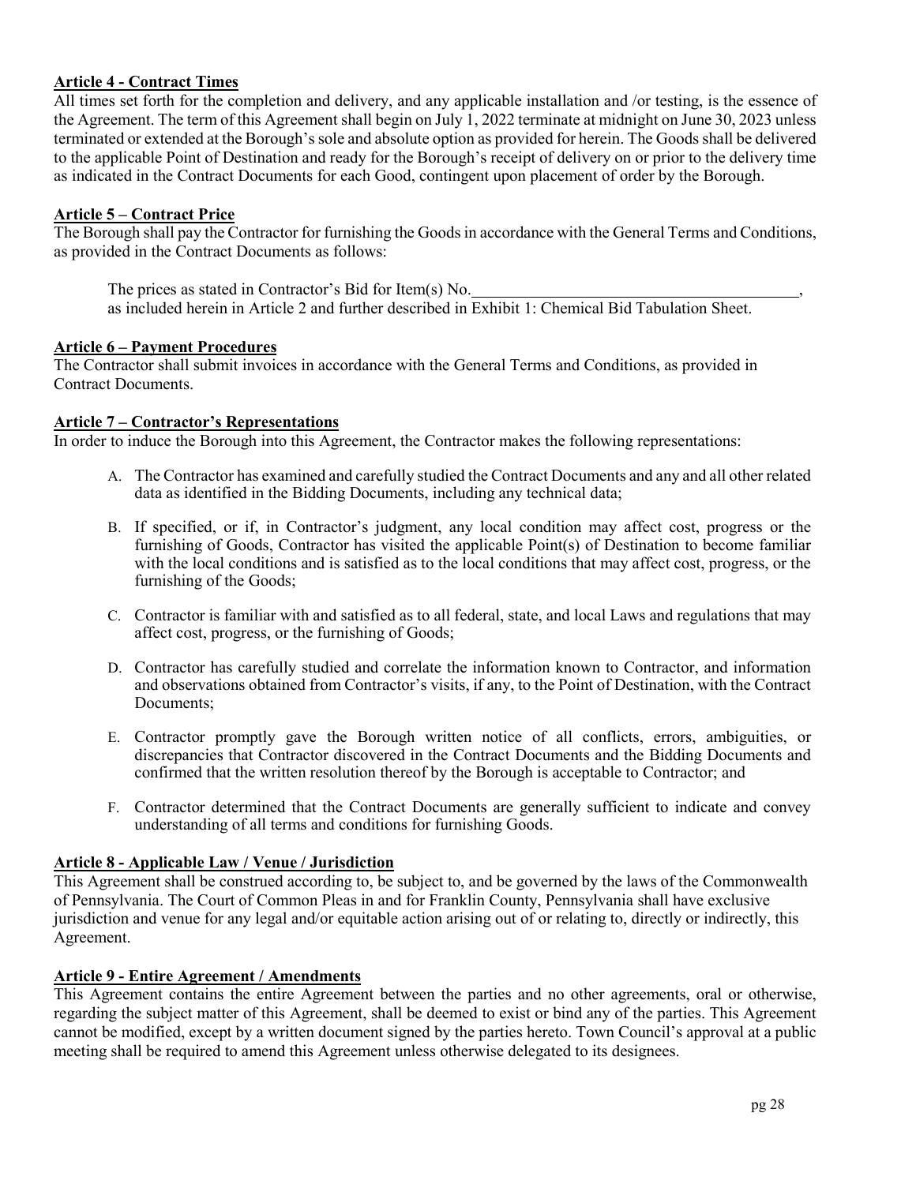**Article 4 - Contract Times**

All times set forth for the completion and delivery, and any applicable installation and /or testing, is the essence of the Agreement. The term of this Agreement shall begin on July 1, 2022 terminate at midnight on June 30, 2023 unless terminated or extended at the Borough's sole and absolute option as provided for herein. The Goods shall be delivered to the applicable Point of Destination and ready for the Borough's receipt of delivery on or prior to the delivery time as indicated in the Contract Documents for each Good, contingent upon placement of order by the Borough.

**Article 5 – Contract Price**

The Borough shall pay the Contractor for furnishing the Goods in accordance with the General Terms and Conditions, as provided in the Contract Documents as follows:

The prices as stated in Contractor's Bid for Item(s) No.________________________________________, as included herein in Article 2 and further described in Exhibit 1: Chemical Bid Tabulation Sheet.

**Article 6 – Payment Procedures**

The Contractor shall submit invoices in accordance with the General Terms and Conditions, as provided in Contract Documents.

**Article 7 – Contractor's Representations**

In order to induce the Borough into this Agreement, the Contractor makes the following representations:

A. The Contractor has examined and carefully studied the Contract Documents and any and all other related data as identified in the Bidding Documents, including any technical data;

B. If specified, or if, in Contractor's judgment, any local condition may affect cost, progress or the furnishing of Goods, Contractor has visited the applicable Point(s) of Destination to become familiar with the local conditions and is satisfied as to the local conditions that may affect cost, progress, or the furnishing of the Goods;

C. Contractor is familiar with and satisfied as to all federal, state, and local Laws and regulations that may affect cost, progress, or the furnishing of Goods;

D. Contractor has carefully studied and correlate the information known to Contractor, and information and observations obtained from Contractor's visits, if any, to the Point of Destination, with the Contract Documents;

E. Contractor promptly gave the Borough written notice of all conflicts, errors, ambiguities, or discrepancies that Contractor discovered in the Contract Documents and the Bidding Documents and confirmed that the written resolution thereof by the Borough is acceptable to Contractor; and

F. Contractor determined that the Contract Documents are generally sufficient to indicate and convey understanding of all terms and conditions for furnishing Goods.

**Article 8 - Applicable Law / Venue / Jurisdiction**

This Agreement shall be construed according to, be subject to, and be governed by the laws of the Commonwealth of Pennsylvania. The Court of Common Pleas in and for Franklin County, Pennsylvania shall have exclusive jurisdiction and venue for any legal and/or equitable action arising out of or relating to, directly or indirectly, this Agreement.

**Article 9 - Entire Agreement / Amendments**

This Agreement contains the entire Agreement between the parties and no other agreements, oral or otherwise, regarding the subject matter of this Agreement, shall be deemed to exist or bind any of the parties. This Agreement cannot be modified, except by a written document signed by the parties hereto. Town Council's approval at a public meeting shall be required to amend this Agreement unless otherwise delegated to its designees.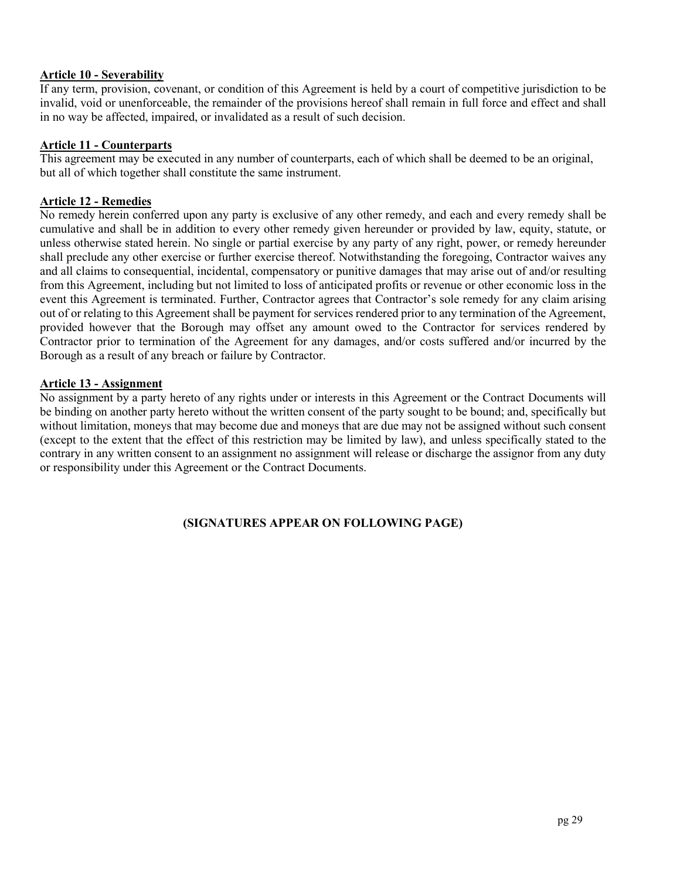**Article 10 - Severability**

If any term, provision, covenant, or condition of this Agreement is held by a court of competitive jurisdiction to be invalid, void or unenforceable, the remainder of the provisions hereof shall remain in full force and effect and shall in no way be affected, impaired, or invalidated as a result of such decision.

**Article 11 - Counterparts**

This agreement may be executed in any number of counterparts, each of which shall be deemed to be an original, but all of which together shall constitute the same instrument.

**Article 12 - Remedies**

No remedy herein conferred upon any party is exclusive of any other remedy, and each and every remedy shall be cumulative and shall be in addition to every other remedy given hereunder or provided by law, equity, statute, or unless otherwise stated herein. No single or partial exercise by any party of any right, power, or remedy hereunder shall preclude any other exercise or further exercise thereof. Notwithstanding the foregoing, Contractor waives any and all claims to consequential, incidental, compensatory or punitive damages that may arise out of and/or resulting from this Agreement, including but not limited to loss of anticipated profits or revenue or other economic loss in the event this Agreement is terminated. Further, Contractor agrees that Contractor's sole remedy for any claim arising out of or relating to this Agreement shall be payment for services rendered prior to any termination of the Agreement, provided however that the Borough may offset any amount owed to the Contractor for services rendered by Contractor prior to termination of the Agreement for any damages, and/or costs suffered and/or incurred by the Borough as a result of any breach or failure by Contractor.

**Article 13 - Assignment**

No assignment by a party hereto of any rights under or interests in this Agreement or the Contract Documents will be binding on another party hereto without the written consent of the party sought to be bound; and, specifically but without limitation, moneys that may become due and moneys that are due may not be assigned without such consent (except to the extent that the effect of this restriction may be limited by law), and unless specifically stated to the contrary in any written consent to an assignment no assignment will release or discharge the assignor from any duty or responsibility under this Agreement or the Contract Documents.

**(SIGNATURES APPEAR ON FOLLOWING PAGE)**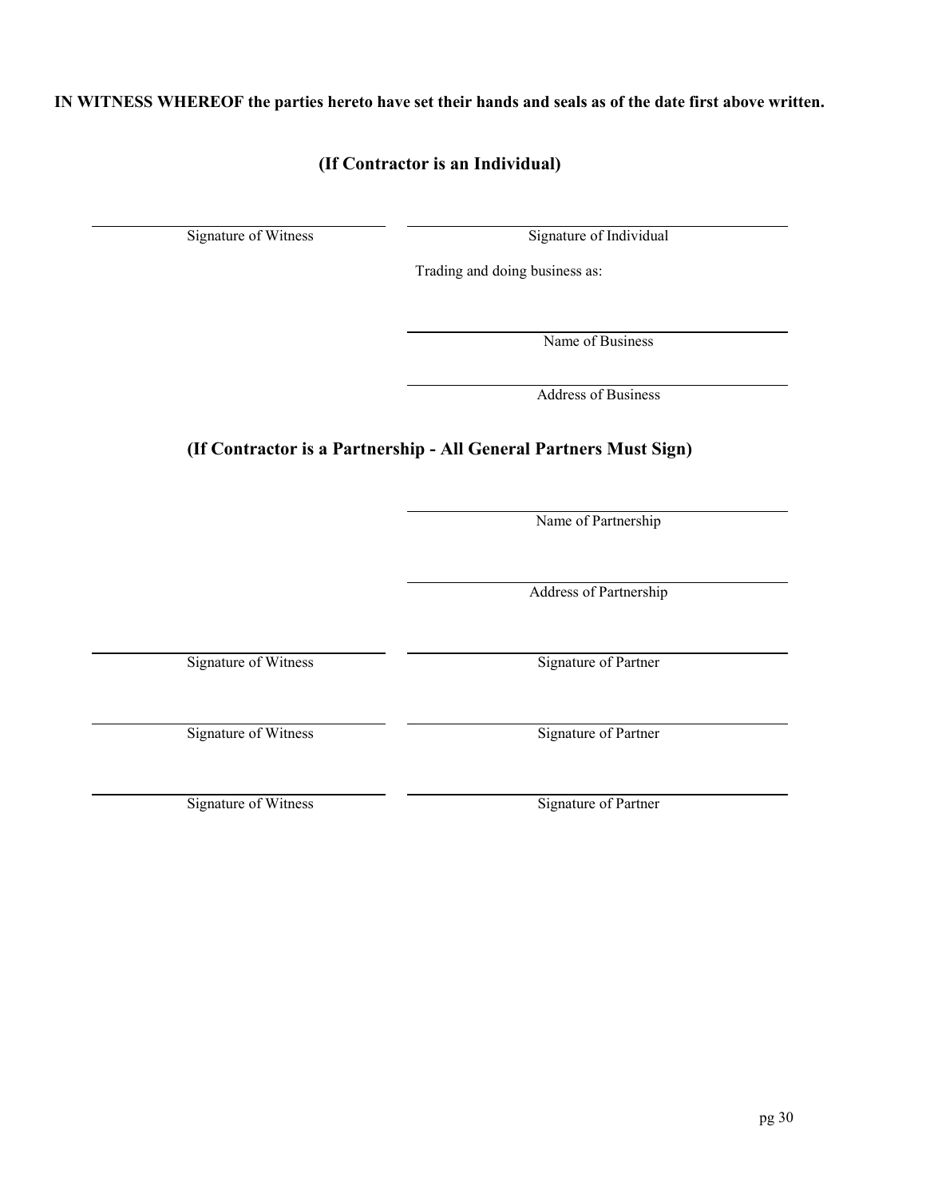**IN WITNESS WHEREOF the parties hereto have set their hands and seals as of the date first above written.**

## (If Contractor is an Individual)

| \_\_\_\_\_\_\_\_\_\_\_\_\_\_\_\_\_\_\_\_\_\_\_\_ | \_\_\_\_\_\_\_\_\_\_\_\_\_\_\_\_\_\_\_\_\_\_\_\_\_\_\_\_\_\_ |
|---|---|
| Signature of Witness | Signature of Individual |

Trading and doing business as:

\_\_\_\_\_\_\_\_\_\_\_\_\_\_\_\_\_\_\_\_\_\_\_\_\_\_\_\_\_\_
Name of Business

\_\_\_\_\_\_\_\_\_\_\_\_\_\_\_\_\_\_\_\_\_\_\_\_\_\_\_\_\_\_
Address of Business

## (If Contractor is a Partnership - All General Partners Must Sign)

\_\_\_\_\_\_\_\_\_\_\_\_\_\_\_\_\_\_\_\_\_\_\_\_\_\_\_\_\_\_
Name of Partnership

\_\_\_\_\_\_\_\_\_\_\_\_\_\_\_\_\_\_\_\_\_\_\_\_\_\_\_\_\_\_
Address of Partnership

| \_\_\_\_\_\_\_\_\_\_\_\_\_\_\_\_\_\_\_\_\_\_\_\_ | \_\_\_\_\_\_\_\_\_\_\_\_\_\_\_\_\_\_\_\_\_\_\_\_\_\_\_\_\_\_ |
|---|---|
| Signature of Witness | Signature of Partner |
| | |
| Signature of Witness | Signature of Partner |
| | |
| Signature of Witness | Signature of Partner |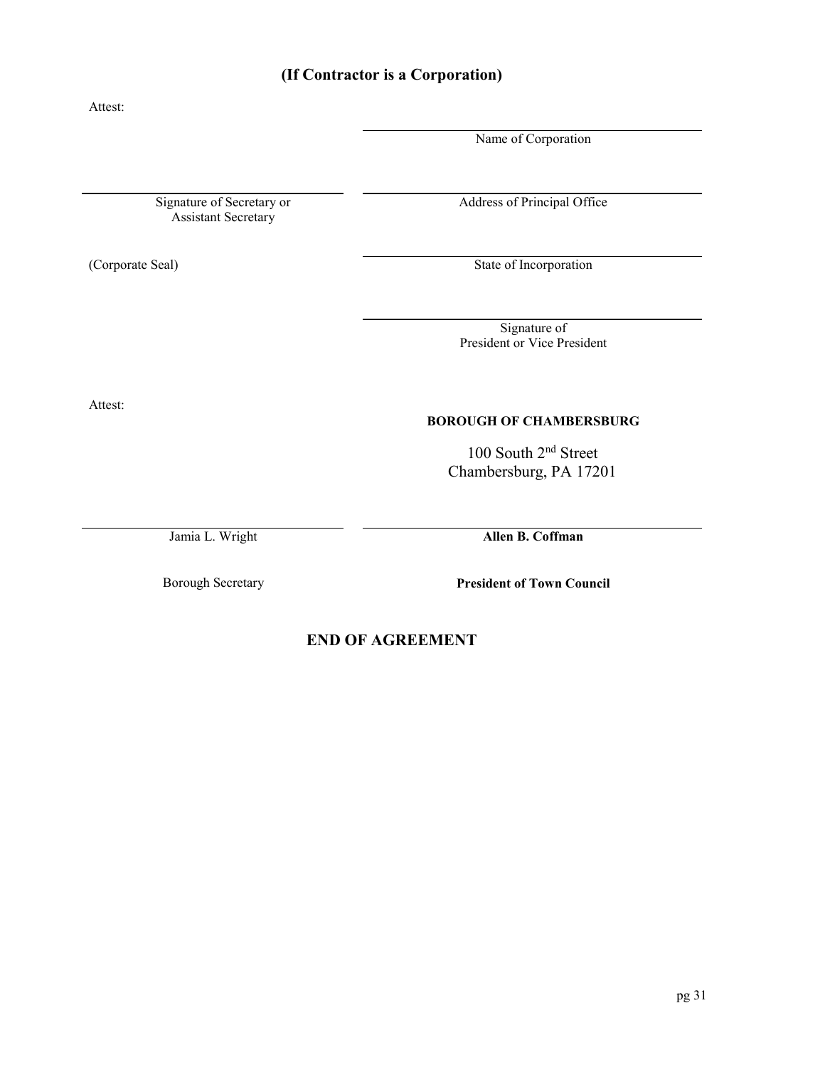## (If Contractor is a Corporation)

Attest:

| | |
|---|---|
| | Name of Corporation |
| Signature of Secretary or Assistant Secretary | Address of Principal Office |
| (Corporate Seal) | State of Incorporation |
| | Signature of President or Vice President |

Attest:

**BOROUGH OF CHAMBERSBURG**

100 South 2nd Street
Chambersburg, PA 17201

| | |
|---|---|
| Jamia L. Wright | **Allen B. Coffman** |
| Borough Secretary | **President of Town Council** |

## END OF AGREEMENT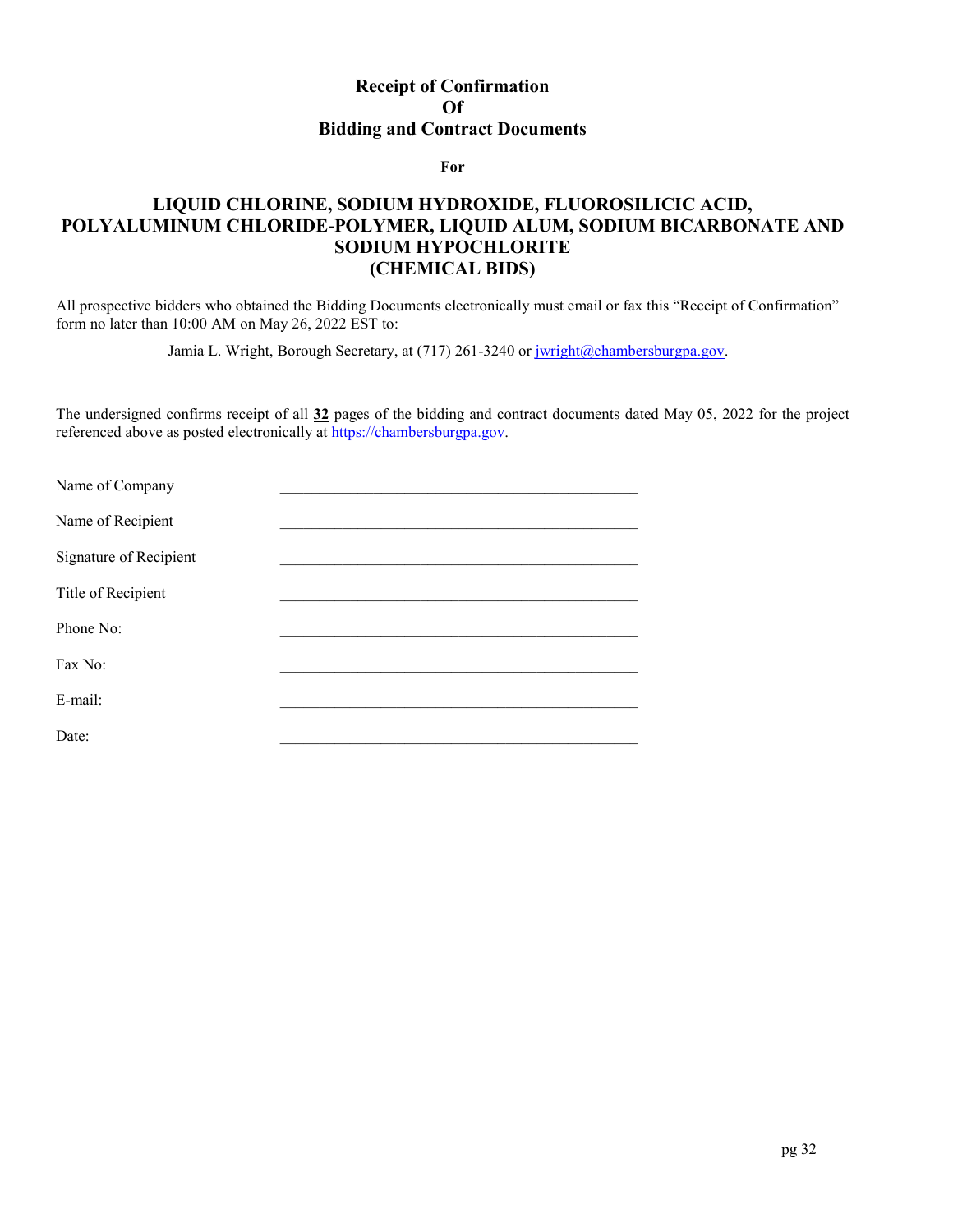# Receipt of Confirmation
# Of
# Bidding and Contract Documents

**For**

## LIQUID CHLORINE, SODIUM HYDROXIDE, FLUOROSILICIC ACID, POLYALUMINUM CHLORIDE-POLYMER, LIQUID ALUM, SODIUM BICARBONATE AND SODIUM HYPOCHLORITE (CHEMICAL BIDS)

All prospective bidders who obtained the Bidding Documents electronically must email or fax this "Receipt of Confirmation" form no later than 10:00 AM on May 26, 2022 EST to:

Jamia L. Wright, Borough Secretary, at (717) 261-3240 or jwright@chambersburgpa.gov.

The undersigned confirms receipt of all **32** pages of the bidding and contract documents dated May 05, 2022 for the project referenced above as posted electronically at https://chambersburgpa.gov.

Name of Company ______________________________________________

Name of Recipient ______________________________________________

Signature of Recipient ______________________________________________

Title of Recipient ______________________________________________

Phone No: ______________________________________________

Fax No: ______________________________________________

E-mail: ______________________________________________

Date: ______________________________________________